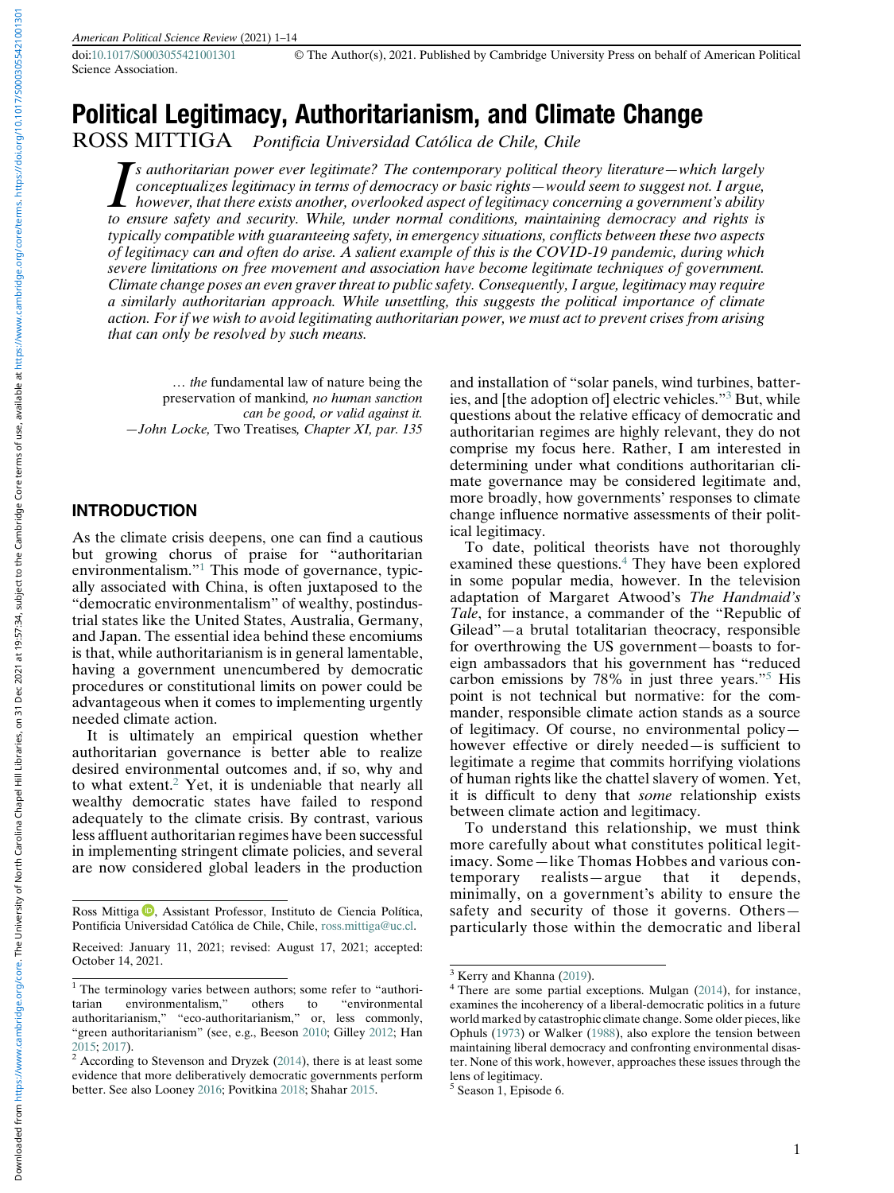# Political Legitimacy, Authoritarianism, and Climate Change

ROSS MITTIGA *Pontificia Universidad Católica de Chile, Chile*

*Is authoritarian power ever legitimate? The contemporary political theory literature—which largely conceptualizes legitimacy in terms of democracy or basic rights—would seem to suggest not. I argue, however, that there exists another, overlooked aspect of legitimacy concerning a government's ability to ensure safety and security. While, under normal conditions, maintaining democracy and rights is typically compatible with guaranteeing safety, in emergency situations, conflicts between these two aspects of legitimacy can and often do arise. A salient example of this is the COVID-19 pandemic, during which severe limitations on free movement and association have become legitimate techniques of government. Climate change poses an even graver threat to public safety. Consequently, I argue, legitimacy may require a similarly authoritarian approach. While unsettling, this suggests the political importance of climate action. For if we wish to avoid legitimating authoritarian power, we must act to prevent crises from arising that can only be resolved by such means.*

> … *the* fundamental law of nature being the preservation of mankind, *no human sanction can be good, or valid against it.*
> —*John Locke,* Two Treatises*, Chapter XI, par. 135*

## INTRODUCTION

As the climate crisis deepens, one can find a cautious but growing chorus of praise for "authoritarian environmentalism."[1] This mode of governance, typically associated with China, is often juxtaposed to the "democratic environmentalism" of wealthy, postindustrial states like the United States, Australia, Germany, and Japan. The essential idea behind these encomiums is that, while authoritarianism is in general lamentable, having a government unencumbered by democratic procedures or constitutional limits on power could be advantageous when it comes to implementing urgently needed climate action.

It is ultimately an empirical question whether authoritarian governance is better able to realize desired environmental outcomes and, if so, why and to what extent.[2] Yet, it is undeniable that nearly all wealthy democratic states have failed to respond adequately to the climate crisis. By contrast, various less affluent authoritarian regimes have been successful in implementing stringent climate policies, and several are now considered global leaders in the production and installation of "solar panels, wind turbines, batteries, and [the adoption of] electric vehicles."[3] But, while questions about the relative efficacy of democratic and authoritarian regimes are highly relevant, they do not comprise my focus here. Rather, I am interested in determining under what conditions authoritarian climate governance may be considered legitimate and, more broadly, how governments' responses to climate change influence normative assessments of their political legitimacy.

To date, political theorists have not thoroughly examined these questions.[4] They have been explored in some popular media, however. In the television adaptation of Margaret Atwood's *The Handmaid's Tale*, for instance, a commander of the "Republic of Gilead"—a brutal totalitarian theocracy, responsible for overthrowing the US government—boasts to foreign ambassadors that his government has "reduced carbon emissions by 78% in just three years."[5] His point is not technical but normative: for the commander, responsible climate action stands as a source of legitimacy. Of course, no environmental policy—however effective or direly needed—is sufficient to legitimate a regime that commits horrifying violations of human rights like the chattel slavery of women. Yet, it is difficult to deny that *some* relationship exists between climate action and legitimacy.

To understand this relationship, we must think more carefully about what constitutes political legitimacy. Some—like Thomas Hobbes and various contemporary realists—argue that it depends, minimally, on a government's ability to ensure the safety and security of those it governs. Others—particularly those within the democratic and liberal

---

Ross Mittiga, Assistant Professor, Instituto de Ciencia Política, Pontificia Universidad Católica de Chile, Chile, ross.mittiga@uc.cl.

Received: January 11, 2021; revised: August 17, 2021; accepted: October 14, 2021.

[1] The terminology varies between authors; some refer to "authoritarian environmentalism," others to "environmental authoritarianism," "eco-authoritarianism," or, less commonly, "green authoritarianism" (see, e.g., Beeson 2010; Gilley 2012; Han 2015; 2017).

[2] According to Stevenson and Dryzek (2014), there is at least some evidence that more deliberatively democratic governments perform better. See also Looney 2016; Povitkina 2018; Shahar 2015.

[3] Kerry and Khanna (2019).

[4] There are some partial exceptions. Mulgan (2014), for instance, examines the incoherency of a liberal-democratic politics in a future world marked by catastrophic climate change. Some older pieces, like Ophuls (1973) or Walker (1988), also explore the tension between maintaining liberal democracy and confronting environmental disaster. None of this work, however, approaches these issues through the lens of legitimacy.

[5] Season 1, Episode 6.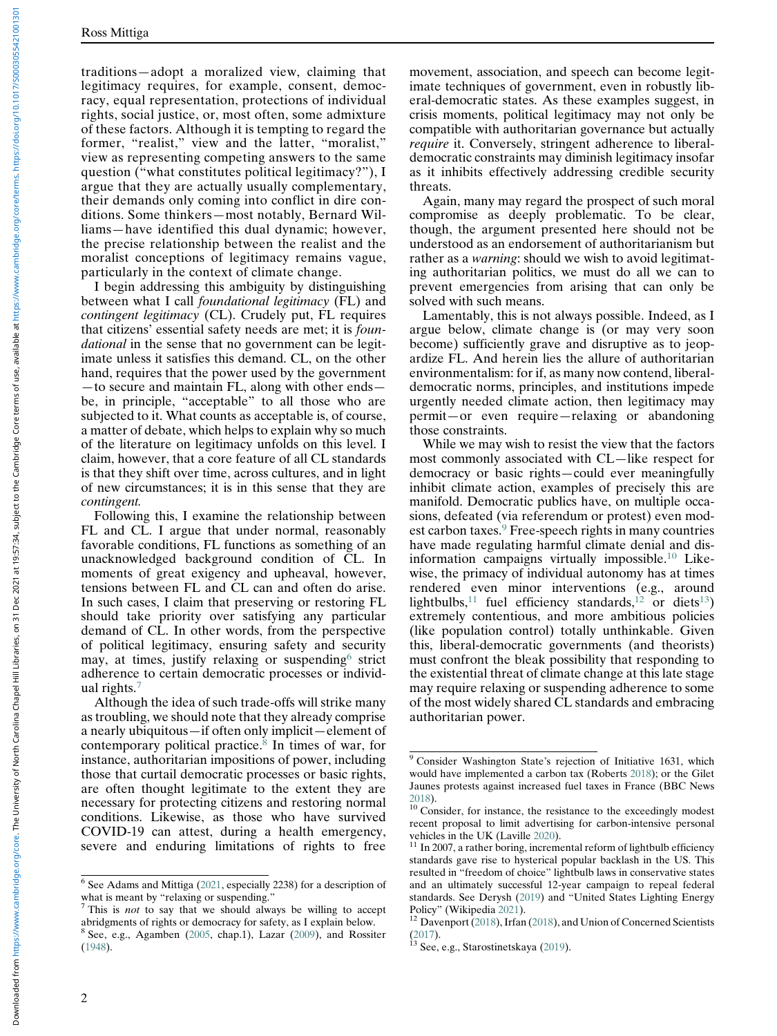traditions—adopt a moralized view, claiming that legitimacy requires, for example, consent, democracy, equal representation, protections of individual rights, social justice, or, most often, some admixture of these factors. Although it is tempting to regard the former, "realist," view and the latter, "moralist," view as representing competing answers to the same question ("what constitutes political legitimacy?"), I argue that they are actually usually complementary, their demands only coming into conflict in dire conditions. Some thinkers—most notably, Bernard Williams—have identified this dual dynamic; however, the precise relationship between the realist and the moralist conceptions of legitimacy remains vague, particularly in the context of climate change.

I begin addressing this ambiguity by distinguishing between what I call *foundational legitimacy* (FL) and *contingent legitimacy* (CL). Crudely put, FL requires that citizens' essential safety needs are met; it is *foundational* in the sense that no government can be legitimate unless it satisfies this demand. CL, on the other hand, requires that the power used by the government—to secure and maintain FL, along with other ends—be, in principle, "acceptable" to all those who are subjected to it. What counts as acceptable is, of course, a matter of debate, which helps to explain why so much of the literature on legitimacy unfolds on this level. I claim, however, that a core feature of all CL standards is that they shift over time, across cultures, and in light of new circumstances; it is in this sense that they are *contingent*.

Following this, I examine the relationship between FL and CL. I argue that under normal, reasonably favorable conditions, FL functions as something of an unacknowledged background condition of CL. In moments of great exigency and upheaval, however, tensions between FL and CL can and often do arise. In such cases, I claim that preserving or restoring FL should take priority over satisfying any particular demand of CL. In other words, from the perspective of political legitimacy, ensuring safety and security may, at times, justify relaxing or suspending[6] strict adherence to certain democratic processes or individual rights.[7]

Although the idea of such trade-offs will strike many as troubling, we should note that they already comprise a nearly ubiquitous—if often only implicit—element of contemporary political practice.[8] In times of war, for instance, authoritarian impositions of power, including those that curtail democratic processes or basic rights, are often thought legitimate to the extent they are necessary for protecting citizens and restoring normal conditions. Likewise, as those who have survived COVID-19 can attest, during a health emergency, severe and enduring limitations of rights to free movement, association, and speech can become legitimate techniques of government, even in robustly liberal-democratic states. As these examples suggest, in crisis moments, political legitimacy may not only be compatible with authoritarian governance but actually *require* it. Conversely, stringent adherence to liberal-democratic constraints may diminish legitimacy insofar as it inhibits effectively addressing credible security threats.

Again, many may regard the prospect of such moral compromise as deeply problematic. To be clear, though, the argument presented here should not be understood as an endorsement of authoritarianism but rather as a *warning*: should we wish to avoid legitimating authoritarian politics, we must do all we can to prevent emergencies from arising that can only be solved with such means.

Lamentably, this is not always possible. Indeed, as I argue below, climate change is (or may very soon become) sufficiently grave and disruptive as to jeopardize FL. And herein lies the allure of authoritarian environmentalism: for if, as many now contend, liberal-democratic norms, principles, and institutions impede urgently needed climate action, then legitimacy may permit—or even require—relaxing or abandoning those constraints.

While we may wish to resist the view that the factors most commonly associated with CL—like respect for democracy or basic rights—could ever meaningfully inhibit climate action, examples of precisely this are manifold. Democratic publics have, on multiple occasions, defeated (via referendum or protest) even modest carbon taxes.[9] Free-speech rights in many countries have made regulating harmful climate denial and disinformation campaigns virtually impossible.[10] Likewise, the primacy of individual autonomy has at times rendered even minor interventions (e.g., around lightbulbs,[11] fuel efficiency standards,[12] or diets[13]) extremely contentious, and more ambitious policies (like population control) totally unthinkable. Given this, liberal-democratic governments (and theorists) must confront the bleak possibility that responding to the existential threat of climate change at this late stage may require relaxing or suspending adherence to some of the most widely shared CL standards and embracing authoritarian power.

[6] See Adams and Mittiga (2021, especially 2238) for a description of what is meant by "relaxing or suspending."

[7] This is *not* to say that we should always be willing to accept abridgments of rights or democracy for safety, as I explain below.

[8] See, e.g., Agamben (2005, chap.1), Lazar (2009), and Rossiter (1948).

[9] Consider Washington State's rejection of Initiative 1631, which would have implemented a carbon tax (Roberts 2018); or the Gilet Jaunes protests against increased fuel taxes in France (BBC News 2018).

[10] Consider, for instance, the resistance to the exceedingly modest recent proposal to limit advertising for carbon-intensive personal vehicles in the UK (Laville 2020).

[11] In 2007, a rather boring, incremental reform of lightbulb efficiency standards gave rise to hysterical popular backlash in the US. This resulted in "freedom of choice" lightbulb laws in conservative states and an ultimately successful 12-year campaign to repeal federal standards. See Derysh (2019) and "United States Lighting Energy Policy" (Wikipedia 2021).

[12] Davenport (2018), Irfan (2018), and Union of Concerned Scientists (2017).

[13] See, e.g., Starostinetskaya (2019).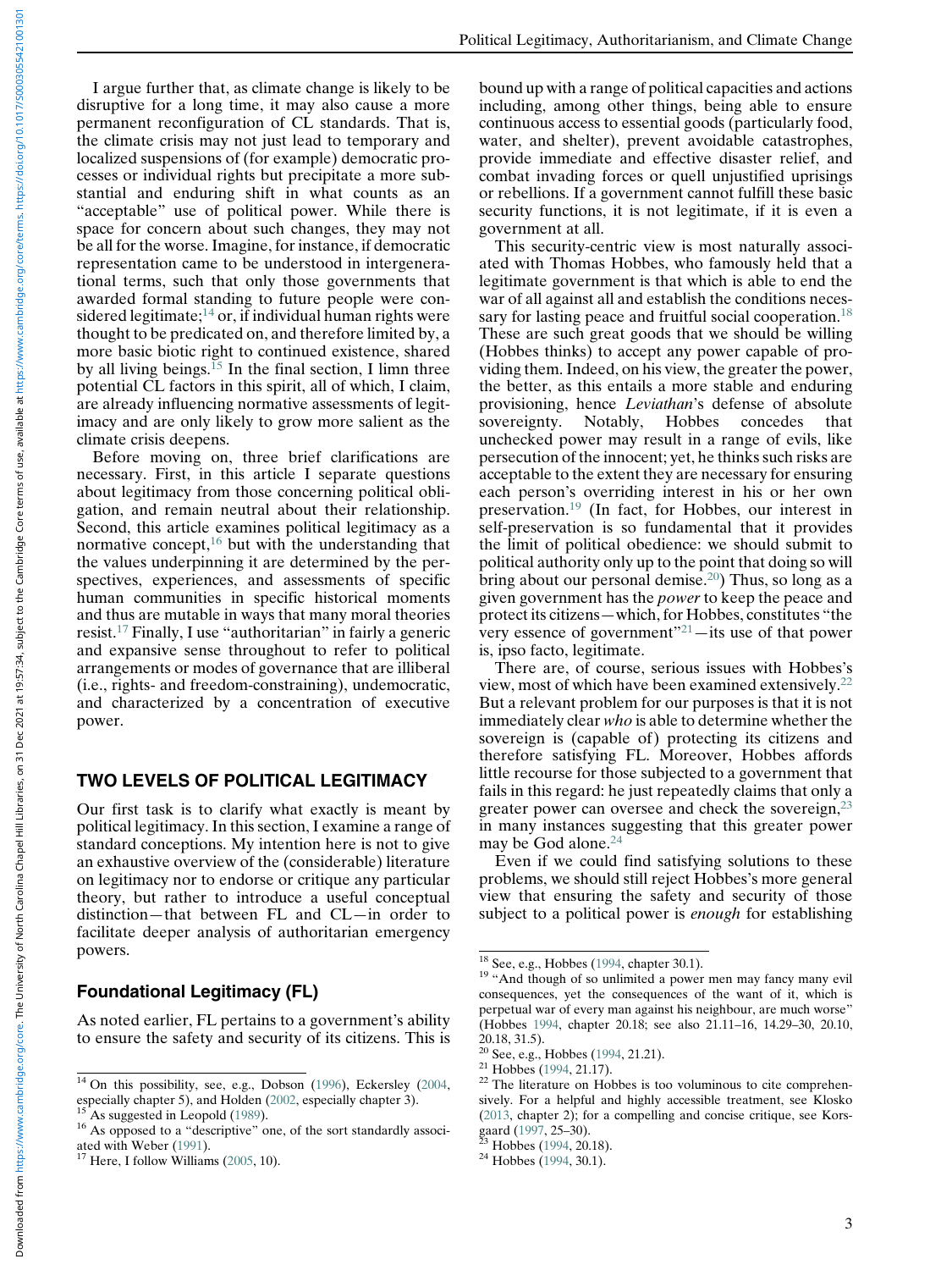I argue further that, as climate change is likely to be disruptive for a long time, it may also cause a more permanent reconfiguration of CL standards. That is, the climate crisis may not just lead to temporary and localized suspensions of (for example) democratic processes or individual rights but precipitate a more substantial and enduring shift in what counts as an "acceptable" use of political power. While there is space for concern about such changes, they may not be all for the worse. Imagine, for instance, if democratic representation came to be understood in intergenerational terms, such that only those governments that awarded formal standing to future people were considered legitimate;[14] or, if individual human rights were thought to be predicated on, and therefore limited by, a more basic biotic right to continued existence, shared by all living beings.[15] In the final section, I limn three potential CL factors in this spirit, all of which, I claim, are already influencing normative assessments of legitimacy and are only likely to grow more salient as the climate crisis deepens.

Before moving on, three brief clarifications are necessary. First, in this article I separate questions about legitimacy from those concerning political obligation, and remain neutral about their relationship. Second, this article examines political legitimacy as a normative concept,[16] but with the understanding that the values underpinning it are determined by the perspectives, experiences, and assessments of specific human communities in specific historical moments and thus are mutable in ways that many moral theories resist.[17] Finally, I use "authoritarian" in fairly a generic and expansive sense throughout to refer to political arrangements or modes of governance that are illiberal (i.e., rights- and freedom-constraining), undemocratic, and characterized by a concentration of executive power.

## TWO LEVELS OF POLITICAL LEGITIMACY

Our first task is to clarify what exactly is meant by political legitimacy. In this section, I examine a range of standard conceptions. My intention here is not to give an exhaustive overview of the (considerable) literature on legitimacy nor to endorse or critique any particular theory, but rather to introduce a useful conceptual distinction—that between FL and CL—in order to facilitate deeper analysis of authoritarian emergency powers.

### Foundational Legitimacy (FL)

As noted earlier, FL pertains to a government's ability to ensure the safety and security of its citizens. This is bound up with a range of political capacities and actions including, among other things, being able to ensure continuous access to essential goods (particularly food, water, and shelter), prevent avoidable catastrophes, provide immediate and effective disaster relief, and combat invading forces or quell unjustified uprisings or rebellions. If a government cannot fulfill these basic security functions, it is not legitimate, if it is even a government at all.

This security-centric view is most naturally associated with Thomas Hobbes, who famously held that a legitimate government is that which is able to end the war of all against all and establish the conditions necessary for lasting peace and fruitful social cooperation.[18] These are such great goods that we should be willing (Hobbes thinks) to accept any power capable of providing them. Indeed, on his view, the greater the power, the better, as this entails a more stable and enduring provisioning, hence *Leviathan*'s defense of absolute sovereignty. Notably, Hobbes concedes that unchecked power may result in a range of evils, like persecution of the innocent; yet, he thinks such risks are acceptable to the extent they are necessary for ensuring each person's overriding interest in his or her own preservation.[19] (In fact, for Hobbes, our interest in self-preservation is so fundamental that it provides the limit of political obedience: we should submit to political authority only up to the point that doing so will bring about our personal demise.[20]) Thus, so long as a given government has the *power* to keep the peace and protect its citizens—which, for Hobbes, constitutes "the very essence of government"[21]—its use of that power is, ipso facto, legitimate.

There are, of course, serious issues with Hobbes's view, most of which have been examined extensively.[22] But a relevant problem for our purposes is that it is not immediately clear *who* is able to determine whether the sovereign is (capable of) protecting its citizens and therefore satisfying FL. Moreover, Hobbes affords little recourse for those subjected to a government that fails in this regard: he just repeatedly claims that only a greater power can oversee and check the sovereign,[23] in many instances suggesting that this greater power may be God alone.[24]

Even if we could find satisfying solutions to these problems, we should still reject Hobbes's more general view that ensuring the safety and security of those subject to a political power is *enough* for establishing

---

[14] On this possibility, see, e.g., Dobson (1996), Eckersley (2004, especially chapter 5), and Holden (2002, especially chapter 3).

[15] As suggested in Leopold (1989).

[16] As opposed to a "descriptive" one, of the sort standardly associated with Weber (1991).

[17] Here, I follow Williams (2005, 10).

[18] See, e.g., Hobbes (1994, chapter 30.1).

[19] "And though of so unlimited a power men may fancy many evil consequences, yet the consequences of the want of it, which is perpetual war of every man against his neighbour, are much worse" (Hobbes 1994, chapter 20.18; see also 21.11–16, 14.29–30, 20.10, 20.18, 31.5).

[20] See, e.g., Hobbes (1994, 21.21).

[21] Hobbes (1994, 21.17).

[22] The literature on Hobbes is too voluminous to cite comprehensively. For a helpful and highly accessible treatment, see Klosko (2013, chapter 2); for a compelling and concise critique, see Korsgaard (1997, 25–30).

[23] Hobbes (1994, 20.18).

[24] Hobbes (1994, 30.1).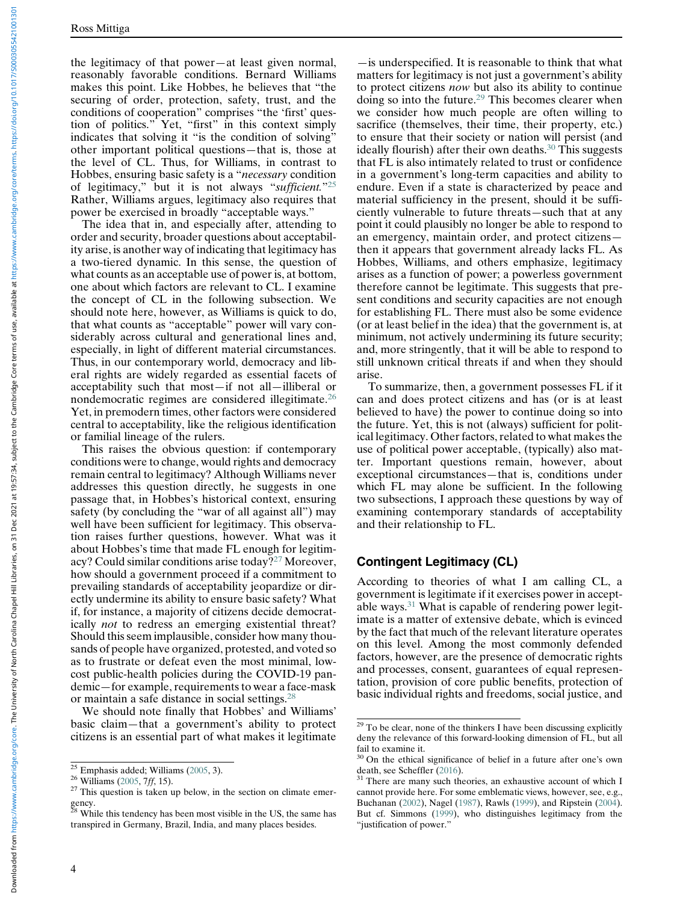the legitimacy of that power—at least given normal, reasonably favorable conditions. Bernard Williams makes this point. Like Hobbes, he believes that "the securing of order, protection, safety, trust, and the conditions of cooperation" comprises "the 'first' question of politics." Yet, "first" in this context simply indicates that solving it "is the condition of solving" other important political questions—that is, those at the level of CL. Thus, for Williams, in contrast to Hobbes, ensuring basic safety is a "*necessary* condition of legitimacy," but it is not always "*sufficient.*"[25] Rather, Williams argues, legitimacy also requires that power be exercised in broadly "acceptable ways."

The idea that in, and especially after, attending to order and security, broader questions about acceptability arise, is another way of indicating that legitimacy has a two-tiered dynamic. In this sense, the question of what counts as an acceptable use of power is, at bottom, one about which factors are relevant to CL. I examine the concept of CL in the following subsection. We should note here, however, as Williams is quick to do, that what counts as "acceptable" power will vary considerably across cultural and generational lines and, especially, in light of different material circumstances. Thus, in our contemporary world, democracy and liberal rights are widely regarded as essential facets of acceptability such that most—if not all—illiberal or nondemocratic regimes are considered illegitimate.[26] Yet, in premodern times, other factors were considered central to acceptability, like the religious identification or familial lineage of the rulers.

This raises the obvious question: if contemporary conditions were to change, would rights and democracy remain central to legitimacy? Although Williams never addresses this question directly, he suggests in one passage that, in Hobbes's historical context, ensuring safety (by concluding the "war of all against all") may well have been sufficient for legitimacy. This observation raises further questions, however. What was it about Hobbes's time that made FL enough for legitimacy? Could similar conditions arise today?[27] Moreover, how should a government proceed if a commitment to prevailing standards of acceptability jeopardize or directly undermine its ability to ensure basic safety? What if, for instance, a majority of citizens decide democratically *not* to redress an emerging existential threat? Should this seem implausible, consider how many thousands of people have organized, protested, and voted so as to frustrate or defeat even the most minimal, low-cost public-health policies during the COVID-19 pandemic—for example, requirements to wear a face-mask or maintain a safe distance in social settings.[28]

We should note finally that Hobbes' and Williams' basic claim—that a government's ability to protect citizens is an essential part of what makes it legitimate—is underspecified. It is reasonable to think that what matters for legitimacy is not just a government's ability to protect citizens *now* but also its ability to continue doing so into the future.[29] This becomes clearer when we consider how much people are often willing to sacrifice (themselves, their time, their property, etc.) to ensure that their society or nation will persist (and ideally flourish) after their own deaths.[30] This suggests that FL is also intimately related to trust or confidence in a government's long-term capacities and ability to endure. Even if a state is characterized by peace and material sufficiency in the present, should it be sufficiently vulnerable to future threats—such that at any point it could plausibly no longer be able to respond to an emergency, maintain order, and protect citizens—then it appears that government already lacks FL. As Hobbes, Williams, and others emphasize, legitimacy arises as a function of power; a powerless government therefore cannot be legitimate. This suggests that present conditions and security capacities are not enough for establishing FL. There must also be some evidence (or at least belief in the idea) that the government is, at minimum, not actively undermining its future security; and, more stringently, that it will be able to respond to still unknown critical threats if and when they should arise.

To summarize, then, a government possesses FL if it can and does protect citizens and has (or is at least believed to have) the power to continue doing so into the future. Yet, this is not (always) sufficient for political legitimacy. Other factors, related to what makes the use of political power acceptable, (typically) also matter. Important questions remain, however, about exceptional circumstances—that is, conditions under which FL may alone be sufficient. In the following two subsections, I approach these questions by way of examining contemporary standards of acceptability and their relationship to FL.

## Contingent Legitimacy (CL)

According to theories of what I am calling CL, a government is legitimate if it exercises power in acceptable ways.[31] What is capable of rendering power legitimate is a matter of extensive debate, which is evinced by the fact that much of the relevant literature operates on this level. Among the most commonly defended factors, however, are the presence of democratic rights and processes, consent, guarantees of equal representation, provision of core public benefits, protection of basic individual rights and freedoms, social justice, and

---

[25] Emphasis added; Williams (2005, 3).

[26] Williams (2005, 7*ff*, 15).

[27] This question is taken up below, in the section on climate emergency.

[28] While this tendency has been most visible in the US, the same has transpired in Germany, Brazil, India, and many places besides.

[29] To be clear, none of the thinkers I have been discussing explicitly deny the relevance of this forward-looking dimension of FL, but all fail to examine it.

[30] On the ethical significance of belief in a future after one's own death, see Scheffler (2016).

[31] There are many such theories, an exhaustive account of which I cannot provide here. For some emblematic views, however, see, e.g., Buchanan (2002), Nagel (1987), Rawls (1999), and Ripstein (2004). But cf. Simmons (1999), who distinguishes legitimacy from the "justification of power."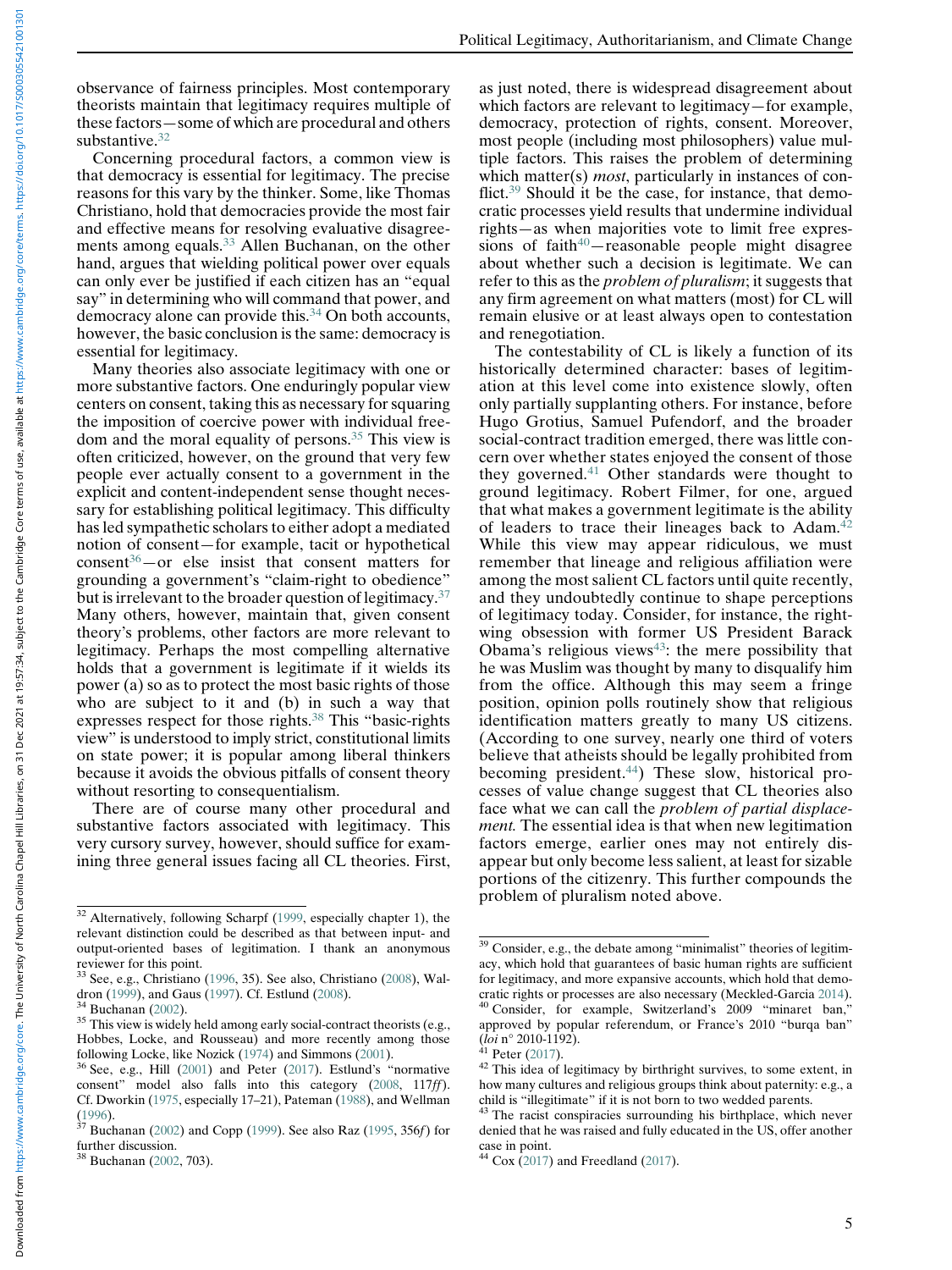observance of fairness principles. Most contemporary theorists maintain that legitimacy requires multiple of these factors—some of which are procedural and others substantive.[32]

Concerning procedural factors, a common view is that democracy is essential for legitimacy. The precise reasons for this vary by the thinker. Some, like Thomas Christiano, hold that democracies provide the most fair and effective means for resolving evaluative disagreements among equals.[33] Allen Buchanan, on the other hand, argues that wielding political power over equals can only ever be justified if each citizen has an "equal say" in determining who will command that power, and democracy alone can provide this.[34] On both accounts, however, the basic conclusion is the same: democracy is essential for legitimacy.

Many theories also associate legitimacy with one or more substantive factors. One enduringly popular view centers on consent, taking this as necessary for squaring the imposition of coercive power with individual freedom and the moral equality of persons.[35] This view is often criticized, however, on the ground that very few people ever actually consent to a government in the explicit and content-independent sense thought necessary for establishing political legitimacy. This difficulty has led sympathetic scholars to either adopt a mediated notion of consent—for example, tacit or hypothetical consent[36]—or else insist that consent matters for grounding a government's "claim-right to obedience" but is irrelevant to the broader question of legitimacy.[37] Many others, however, maintain that, given consent theory's problems, other factors are more relevant to legitimacy. Perhaps the most compelling alternative holds that a government is legitimate if it wields its power (a) so as to protect the most basic rights of those who are subject to it and (b) in such a way that expresses respect for those rights.[38] This "basic-rights view" is understood to imply strict, constitutional limits on state power; it is popular among liberal thinkers because it avoids the obvious pitfalls of consent theory without resorting to consequentialism.

There are of course many other procedural and substantive factors associated with legitimacy. This very cursory survey, however, should suffice for examining three general issues facing all CL theories. First, as just noted, there is widespread disagreement about which factors are relevant to legitimacy—for example, democracy, protection of rights, consent. Moreover, most people (including most philosophers) value multiple factors. This raises the problem of determining which matter(s) *most*, particularly in instances of conflict.[39] Should it be the case, for instance, that democratic processes yield results that undermine individual rights—as when majorities vote to limit free expressions of faith[40]—reasonable people might disagree about whether such a decision is legitimate. We can refer to this as the *problem of pluralism*; it suggests that any firm agreement on what matters (most) for CL will remain elusive or at least always open to contestation and renegotiation.

The contestability of CL is likely a function of its historically determined character: bases of legitimation at this level come into existence slowly, often only partially supplanting others. For instance, before Hugo Grotius, Samuel Pufendorf, and the broader social-contract tradition emerged, there was little concern over whether states enjoyed the consent of those they governed.[41] Other standards were thought to ground legitimacy. Robert Filmer, for one, argued that what makes a government legitimate is the ability of leaders to trace their lineages back to Adam.[42] While this view may appear ridiculous, we must remember that lineage and religious affiliation were among the most salient CL factors until quite recently, and they undoubtedly continue to shape perceptions of legitimacy today. Consider, for instance, the right-wing obsession with former US President Barack Obama's religious views[43]: the mere possibility that he was Muslim was thought by many to disqualify him from the office. Although this may seem a fringe position, opinion polls routinely show that religious identification matters greatly to many US citizens. (According to one survey, nearly one third of voters believe that atheists should be legally prohibited from becoming president.[44]) These slow, historical processes of value change suggest that CL theories also face what we can call the *problem of partial displacement*. The essential idea is that when new legitimation factors emerge, earlier ones may not entirely disappear but only become less salient, at least for sizable portions of the citizenry. This further compounds the problem of pluralism noted above.

---

[32] Alternatively, following Scharpf (1999, especially chapter 1), the relevant distinction could be described as that between input- and output-oriented bases of legitimation. I thank an anonymous reviewer for this point.

[33] See, e.g., Christiano (1996, 35). See also, Christiano (2008), Waldron (1999), and Gaus (1997). Cf. Estlund (2008).

[34] Buchanan (2002).

[35] This view is widely held among early social-contract theorists (e.g., Hobbes, Locke, and Rousseau) and more recently among those following Locke, like Nozick (1974) and Simmons (2001).

[36] See, e.g., Hill (2001) and Peter (2017). Estlund's "normative consent" model also falls into this category (2008, 117*ff*). Cf. Dworkin (1975, especially 17–21), Pateman (1988), and Wellman (1996).

[37] Buchanan (2002) and Copp (1999). See also Raz (1995, 356*f*) for further discussion.

[38] Buchanan (2002, 703).

[39] Consider, e.g., the debate among "minimalist" theories of legitimacy, which hold that guarantees of basic human rights are sufficient for legitimacy, and more expansive accounts, which hold that democratic rights or processes are also necessary (Meckled-Garcia 2014).

[40] Consider, for example, Switzerland's 2009 "minaret ban," approved by popular referendum, or France's 2010 "burqa ban" (*loi* n° 2010-1192).

[41] Peter (2017).

[42] This idea of legitimacy by birthright survives, to some extent, in how many cultures and religious groups think about paternity: e.g., a child is "illegitimate" if it is not born to two wedded parents.

[43] The racist conspiracies surrounding his birthplace, which never denied that he was raised and fully educated in the US, offer another case in point.

[44] Cox (2017) and Freedland (2017).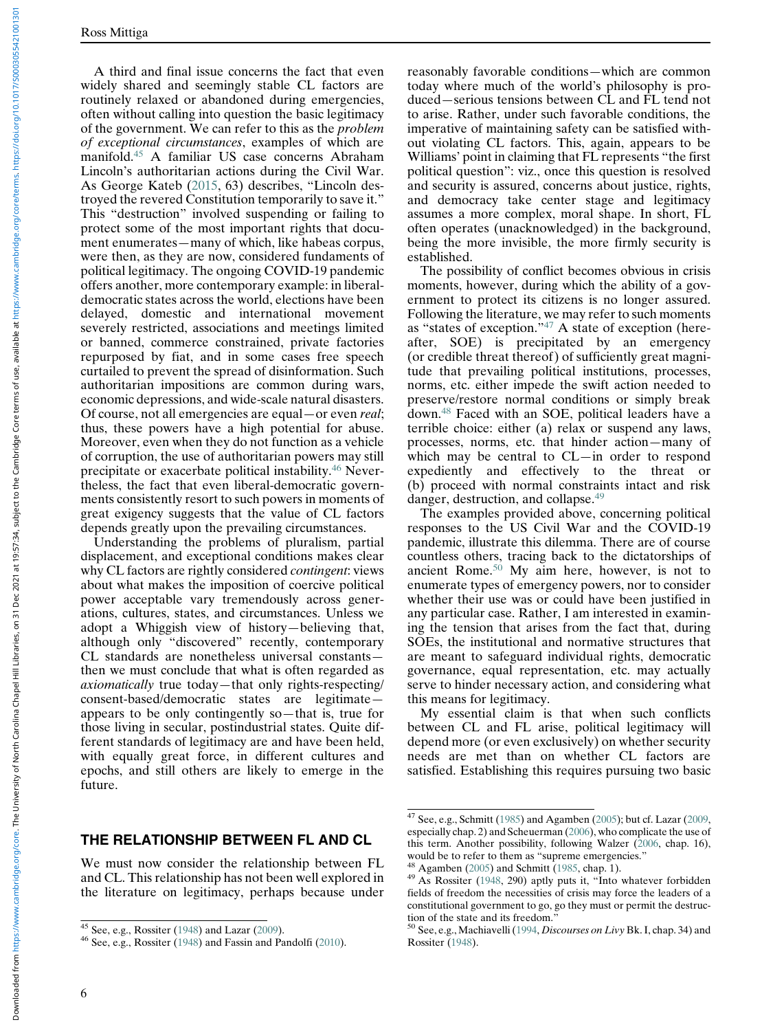A third and final issue concerns the fact that even widely shared and seemingly stable CL factors are routinely relaxed or abandoned during emergencies, often without calling into question the basic legitimacy of the government. We can refer to this as the *problem of exceptional circumstances*, examples of which are manifold.[45] A familiar US case concerns Abraham Lincoln's authoritarian actions during the Civil War. As George Kateb (2015, 63) describes, "Lincoln destroyed the revered Constitution temporarily to save it." This "destruction" involved suspending or failing to protect some of the most important rights that document enumerates—many of which, like habeas corpus, were then, as they are now, considered fundaments of political legitimacy. The ongoing COVID-19 pandemic offers another, more contemporary example: in liberal-democratic states across the world, elections have been delayed, domestic and international movement severely restricted, associations and meetings limited or banned, commerce constrained, private factories repurposed by fiat, and in some cases free speech curtailed to prevent the spread of disinformation. Such authoritarian impositions are common during wars, economic depressions, and wide-scale natural disasters. Of course, not all emergencies are equal—or even *real*; thus, these powers have a high potential for abuse. Moreover, even when they do not function as a vehicle of corruption, the use of authoritarian powers may still precipitate or exacerbate political instability.[46] Nevertheless, the fact that even liberal-democratic governments consistently resort to such powers in moments of great exigency suggests that the value of CL factors depends greatly upon the prevailing circumstances.

Understanding the problems of pluralism, partial displacement, and exceptional conditions makes clear why CL factors are rightly considered *contingent*: views about what makes the imposition of coercive political power acceptable vary tremendously across generations, cultures, states, and circumstances. Unless we adopt a Whiggish view of history—believing that, although only "discovered" recently, contemporary CL standards are nonetheless universal constants—then we must conclude that what is often regarded as *axiomatically* true today—that only rights-respecting/consent-based/democratic states are legitimate—appears to be only contingently so—that is, true for those living in secular, postindustrial states. Quite different standards of legitimacy are and have been held, with equally great force, in different cultures and epochs, and still others are likely to emerge in the future.

## THE RELATIONSHIP BETWEEN FL AND CL

We must now consider the relationship between FL and CL. This relationship has not been well explored in the literature on legitimacy, perhaps because under reasonably favorable conditions—which are common today where much of the world's philosophy is produced—serious tensions between CL and FL tend not to arise. Rather, under such favorable conditions, the imperative of maintaining safety can be satisfied without violating CL factors. This, again, appears to be Williams' point in claiming that FL represents "the first political question": viz., once this question is resolved and security is assured, concerns about justice, rights, and democracy take center stage and legitimacy assumes a more complex, moral shape. In short, FL often operates (unacknowledged) in the background, being the more invisible, the more firmly security is established.

The possibility of conflict becomes obvious in crisis moments, however, during which the ability of a government to protect its citizens is no longer assured. Following the literature, we may refer to such moments as "states of exception."[47] A state of exception (hereafter, SOE) is precipitated by an emergency (or credible threat thereof) of sufficiently great magnitude that prevailing political institutions, processes, norms, etc. either impede the swift action needed to preserve/restore normal conditions or simply break down.[48] Faced with an SOE, political leaders have a terrible choice: either (a) relax or suspend any laws, processes, norms, etc. that hinder action—many of which may be central to CL—in order to respond expediently and effectively to the threat or (b) proceed with normal constraints intact and risk danger, destruction, and collapse.[49]

The examples provided above, concerning political responses to the US Civil War and the COVID-19 pandemic, illustrate this dilemma. There are of course countless others, tracing back to the dictatorships of ancient Rome.[50] My aim here, however, is not to enumerate types of emergency powers, nor to consider whether their use was or could have been justified in any particular case. Rather, I am interested in examining the tension that arises from the fact that, during SOEs, the institutional and normative structures that are meant to safeguard individual rights, democratic governance, equal representation, etc. may actually serve to hinder necessary action, and considering what this means for legitimacy.

My essential claim is that when such conflicts between CL and FL arise, political legitimacy will depend more (or even exclusively) on whether security needs are met than on whether CL factors are satisfied. Establishing this requires pursuing two basic

---

[45] See, e.g., Rossiter (1948) and Lazar (2009).

[46] See, e.g., Rossiter (1948) and Fassin and Pandolfi (2010).

[47] See, e.g., Schmitt (1985) and Agamben (2005); but cf. Lazar (2009, especially chap. 2) and Scheuerman (2006), who complicate the use of this term. Another possibility, following Walzer (2006, chap. 16), would be to refer to them as "supreme emergencies."

[48] Agamben (2005) and Schmitt (1985, chap. 1).

[49] As Rossiter (1948, 290) aptly puts it, "Into whatever forbidden fields of freedom the necessities of crisis may force the leaders of a constitutional government to go, go they must or permit the destruction of the state and its freedom."

[50] See, e.g., Machiavelli (1994, *Discourses on Livy* Bk. I, chap. 34) and Rossiter (1948).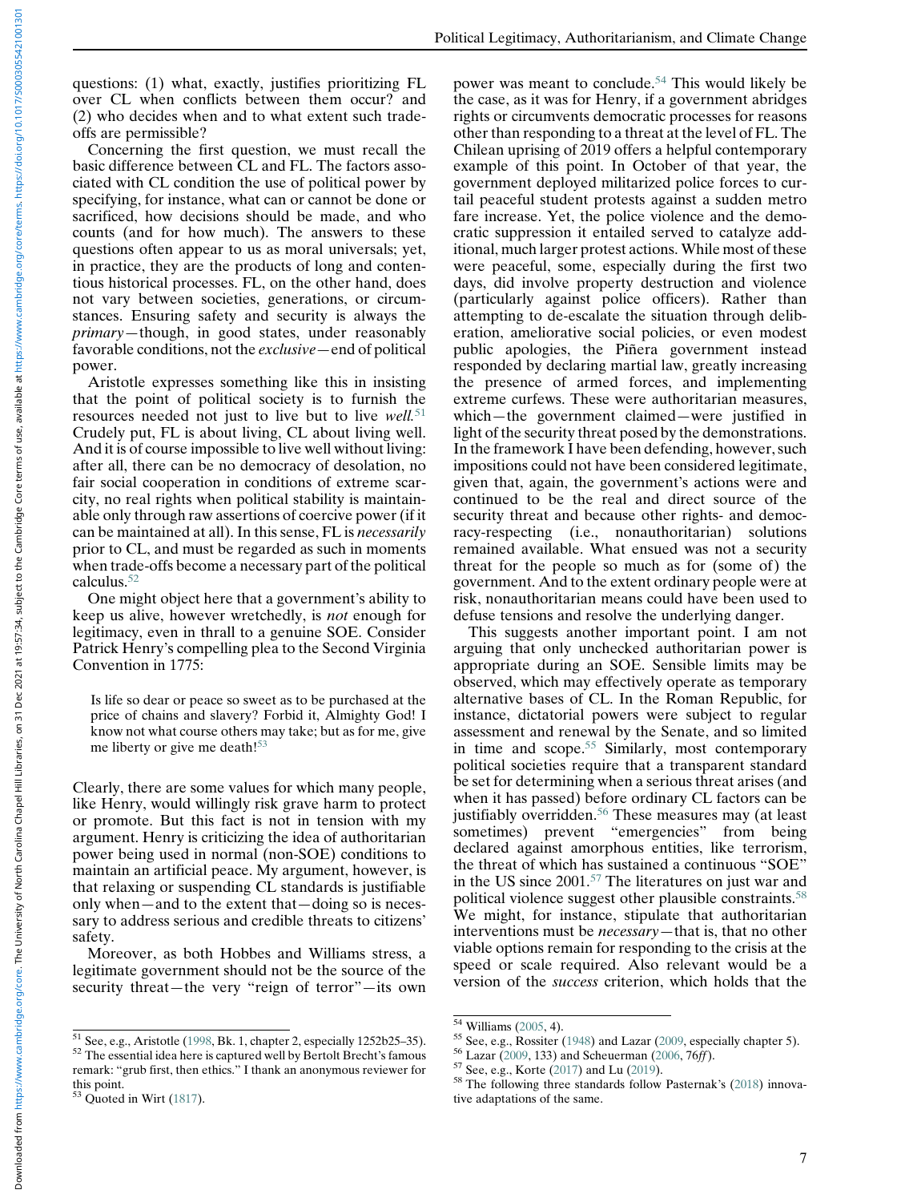questions: (1) what, exactly, justifies prioritizing FL over CL when conflicts between them occur? and (2) who decides when and to what extent such trade-offs are permissible?

Concerning the first question, we must recall the basic difference between CL and FL. The factors associated with CL condition the use of political power by specifying, for instance, what can or cannot be done or sacrificed, how decisions should be made, and who counts (and for how much). The answers to these questions often appear to us as moral universals; yet, in practice, they are the products of long and contentious historical processes. FL, on the other hand, does not vary between societies, generations, or circumstances. Ensuring safety and security is always the *primary*—though, in good states, under reasonably favorable conditions, not the *exclusive*—end of political power.

Aristotle expresses something like this in insisting that the point of political society is to furnish the resources needed not just to live but to live *well.*[51] Crudely put, FL is about living, CL about living well. And it is of course impossible to live well without living: after all, there can be no democracy of desolation, no fair social cooperation in conditions of extreme scarcity, no real rights when political stability is maintainable only through raw assertions of coercive power (if it can be maintained at all). In this sense, FL is *necessarily* prior to CL, and must be regarded as such in moments when trade-offs become a necessary part of the political calculus.[52]

One might object here that a government's ability to keep us alive, however wretchedly, is *not* enough for legitimacy, even in thrall to a genuine SOE. Consider Patrick Henry's compelling plea to the Second Virginia Convention in 1775:

> Is life so dear or peace so sweet as to be purchased at the price of chains and slavery? Forbid it, Almighty God! I know not what course others may take; but as for me, give me liberty or give me death![53]

Clearly, there are some values for which many people, like Henry, would willingly risk grave harm to protect or promote. But this fact is not in tension with my argument. Henry is criticizing the idea of authoritarian power being used in normal (non-SOE) conditions to maintain an artificial peace. My argument, however, is that relaxing or suspending CL standards is justifiable only when—and to the extent that—doing so is necessary to address serious and credible threats to citizens' safety.

Moreover, as both Hobbes and Williams stress, a legitimate government should not be the source of the security threat—the very "reign of terror"—its own power was meant to conclude.[54] This would likely be the case, as it was for Henry, if a government abridges rights or circumvents democratic processes for reasons other than responding to a threat at the level of FL. The Chilean uprising of 2019 offers a helpful contemporary example of this point. In October of that year, the government deployed militarized police forces to curtail peaceful student protests against a sudden metro fare increase. Yet, the police violence and the democratic suppression it entailed served to catalyze additional, much larger protest actions. While most of these were peaceful, some, especially during the first two days, did involve property destruction and violence (particularly against police officers). Rather than attempting to de-escalate the situation through deliberation, ameliorative social policies, or even modest public apologies, the Piñera government instead responded by declaring martial law, greatly increasing the presence of armed forces, and implementing extreme curfews. These were authoritarian measures, which—the government claimed—were justified in light of the security threat posed by the demonstrations. In the framework I have been defending, however, such impositions could not have been considered legitimate, given that, again, the government's actions were and continued to be the real and direct source of the security threat and because other rights- and democracy-respecting (i.e., nonauthoritarian) solutions remained available. What ensued was not a security threat for the people so much as for (some of) the government. And to the extent ordinary people were at risk, nonauthoritarian means could have been used to defuse tensions and resolve the underlying danger.

This suggests another important point. I am not arguing that only unchecked authoritarian power is appropriate during an SOE. Sensible limits may be observed, which may effectively operate as temporary alternative bases of CL. In the Roman Republic, for instance, dictatorial powers were subject to regular assessment and renewal by the Senate, and so limited in time and scope.[55] Similarly, most contemporary political societies require that a transparent standard be set for determining when a serious threat arises (and when it has passed) before ordinary CL factors can be justifiably overridden.[56] These measures may (at least sometimes) prevent "emergencies" from being declared against amorphous entities, like terrorism, the threat of which has sustained a continuous "SOE" in the US since 2001.[57] The literatures on just war and political violence suggest other plausible constraints.[58] We might, for instance, stipulate that authoritarian interventions must be *necessary*—that is, that no other viable options remain for responding to the crisis at the speed or scale required. Also relevant would be a version of the *success* criterion, which holds that the

---

[51] See, e.g., Aristotle (1998, Bk. 1, chapter 2, especially 1252b25–35).

[52] The essential idea here is captured well by Bertolt Brecht's famous remark: "grub first, then ethics." I thank an anonymous reviewer for this point.

[53] Quoted in Wirt (1817).

[54] Williams (2005, 4).

[55] See, e.g., Rossiter (1948) and Lazar (2009, especially chapter 5).

[56] Lazar (2009, 133) and Scheuerman (2006, 76*ff*).

[57] See, e.g., Korte (2017) and Lu (2019).

[58] The following three standards follow Pasternak's (2018) innovative adaptations of the same.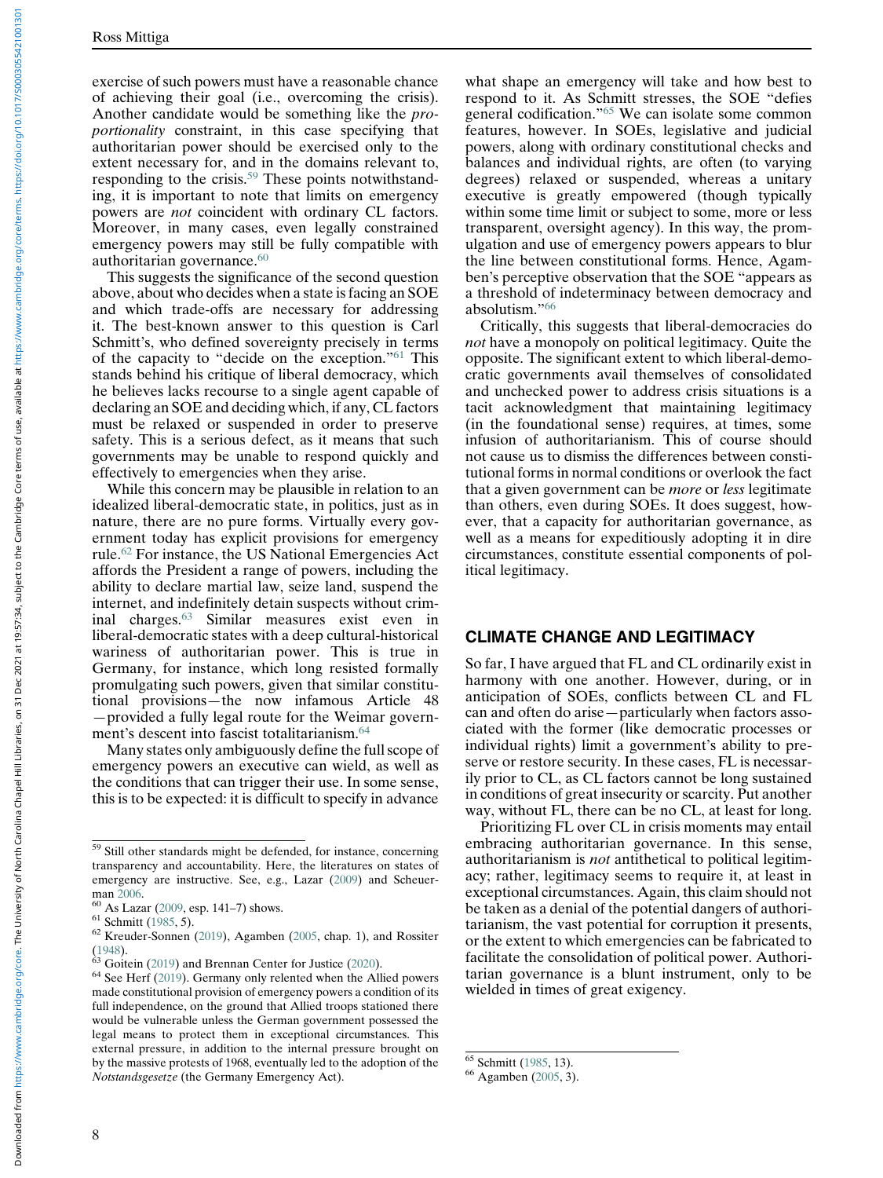exercise of such powers must have a reasonable chance of achieving their goal (i.e., overcoming the crisis). Another candidate would be something like the *proportionality* constraint, in this case specifying that authoritarian power should be exercised only to the extent necessary for, and in the domains relevant to, responding to the crisis.[59] These points notwithstanding, it is important to note that limits on emergency powers are *not* coincident with ordinary CL factors. Moreover, in many cases, even legally constrained emergency powers may still be fully compatible with authoritarian governance.[60]

This suggests the significance of the second question above, about who decides when a state is facing an SOE and which trade-offs are necessary for addressing it. The best-known answer to this question is Carl Schmitt's, who defined sovereignty precisely in terms of the capacity to "decide on the exception."[61] This stands behind his critique of liberal democracy, which he believes lacks recourse to a single agent capable of declaring an SOE and deciding which, if any, CL factors must be relaxed or suspended in order to preserve safety. This is a serious defect, as it means that such governments may be unable to respond quickly and effectively to emergencies when they arise.

While this concern may be plausible in relation to an idealized liberal-democratic state, in politics, just as in nature, there are no pure forms. Virtually every government today has explicit provisions for emergency rule.[62] For instance, the US National Emergencies Act affords the President a range of powers, including the ability to declare martial law, seize land, suspend the internet, and indefinitely detain suspects without criminal charges.[63] Similar measures exist even in liberal-democratic states with a deep cultural-historical wariness of authoritarian power. This is true in Germany, for instance, which long resisted formally promulgating such powers, given that similar constitutional provisions—the now infamous Article 48—provided a fully legal route for the Weimar government's descent into fascist totalitarianism.[64]

Many states only ambiguously define the full scope of emergency powers an executive can wield, as well as the conditions that can trigger their use. In some sense, this is to be expected: it is difficult to specify in advance what shape an emergency will take and how best to respond to it. As Schmitt stresses, the SOE "defies general codification."[65] We can isolate some common features, however. In SOEs, legislative and judicial powers, along with ordinary constitutional checks and balances and individual rights, are often (to varying degrees) relaxed or suspended, whereas a unitary executive is greatly empowered (though typically within some time limit or subject to some, more or less transparent, oversight agency). In this way, the promulgation and use of emergency powers appears to blur the line between constitutional forms. Hence, Agamben's perceptive observation that the SOE "appears as a threshold of indeterminacy between democracy and absolutism."[66]

Critically, this suggests that liberal-democracies do *not* have a monopoly on political legitimacy. Quite the opposite. The significant extent to which liberal-democratic governments avail themselves of consolidated and unchecked power to address crisis situations is a tacit acknowledgment that maintaining legitimacy (in the foundational sense) requires, at times, some infusion of authoritarianism. This of course should not cause us to dismiss the differences between constitutional forms in normal conditions or overlook the fact that a given government can be *more* or *less* legitimate than others, even during SOEs. It does suggest, however, that a capacity for authoritarian governance, as well as a means for expeditiously adopting it in dire circumstances, constitute essential components of political legitimacy.

## CLIMATE CHANGE AND LEGITIMACY

So far, I have argued that FL and CL ordinarily exist in harmony with one another. However, during, or in anticipation of SOEs, conflicts between CL and FL can and often do arise—particularly when factors associated with the former (like democratic processes or individual rights) limit a government's ability to preserve or restore security. In these cases, FL is necessarily prior to CL, as CL factors cannot be long sustained in conditions of great insecurity or scarcity. Put another way, without FL, there can be no CL, at least for long.

Prioritizing FL over CL in crisis moments may entail embracing authoritarian governance. In this sense, authoritarianism is *not* antithetical to political legitimacy; rather, legitimacy seems to require it, at least in exceptional circumstances. Again, this claim should not be taken as a denial of the potential dangers of authoritarianism, the vast potential for corruption it presents, or the extent to which emergencies can be fabricated to facilitate the consolidation of political power. Authoritarian governance is a blunt instrument, only to be wielded in times of great exigency.

---

[59] Still other standards might be defended, for instance, concerning transparency and accountability. Here, the literatures on states of emergency are instructive. See, e.g., Lazar (2009) and Scheuerman 2006.

[60] As Lazar (2009, esp. 141–7) shows.

[61] Schmitt (1985, 5).

[62] Kreuder-Sonnen (2019), Agamben (2005, chap. 1), and Rossiter (1948).

[63] Goitein (2019) and Brennan Center for Justice (2020).

[64] See Herf (2019). Germany only relented when the Allied powers made constitutional provision of emergency powers a condition of its full independence, on the ground that Allied troops stationed there would be vulnerable unless the German government possessed the legal means to protect them in exceptional circumstances. This external pressure, in addition to the internal pressure brought on by the massive protests of 1968, eventually led to the adoption of the *Notstandsgesetze* (the Germany Emergency Act).

[65] Schmitt (1985, 13).

[66] Agamben (2005, 3).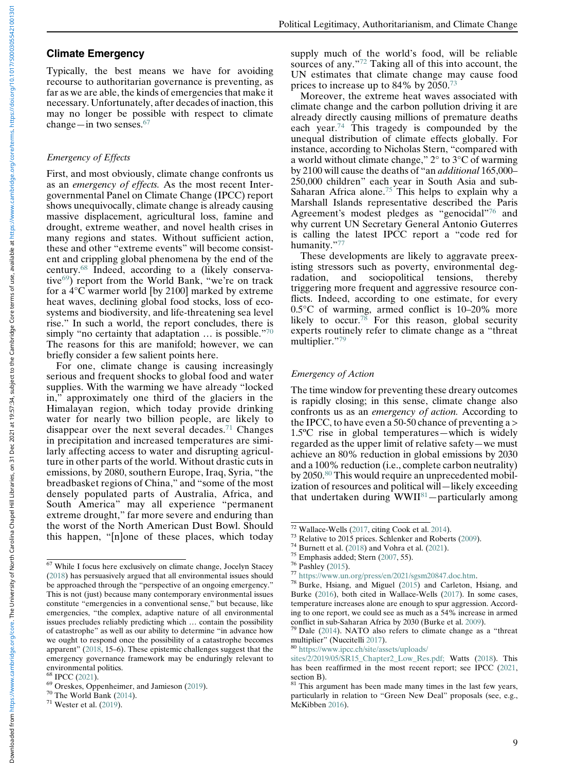## Climate Emergency

Typically, the best means we have for avoiding recourse to authoritarian governance is preventing, as far as we are able, the kinds of emergencies that make it necessary. Unfortunately, after decades of inaction, this may no longer be possible with respect to climate change—in two senses.[67]

### *Emergency of Effects*

First, and most obviously, climate change confronts us as an *emergency of effects*. As the most recent Intergovernmental Panel on Climate Change (IPCC) report shows unequivocally, climate change is already causing massive displacement, agricultural loss, famine and drought, extreme weather, and novel health crises in many regions and states. Without sufficient action, these and other "extreme events" will become consistent and crippling global phenomena by the end of the century.[68] Indeed, according to a (likely conservative[69]) report from the World Bank, "we're on track for a 4°C warmer world [by 2100] marked by extreme heat waves, declining global food stocks, loss of ecosystems and biodiversity, and life-threatening sea level rise." In such a world, the report concludes, there is simply "no certainty that adaptation … is possible."[70] The reasons for this are manifold; however, we can briefly consider a few salient points here.

For one, climate change is causing increasingly serious and frequent shocks to global food and water supplies. With the warming we have already "locked in," approximately one third of the glaciers in the Himalayan region, which today provide drinking water for nearly two billion people, are likely to disappear over the next several decades.[71] Changes in precipitation and increased temperatures are similarly affecting access to water and disrupting agriculture in other parts of the world. Without drastic cuts in emissions, by 2080, southern Europe, Iraq, Syria, "the breadbasket regions of China," and "some of the most densely populated parts of Australia, Africa, and South America" may all experience "permanent extreme drought," far more severe and enduring than the worst of the North American Dust Bowl. Should this happen, "[n]one of these places, which today supply much of the world's food, will be reliable sources of any."[72] Taking all of this into account, the UN estimates that climate change may cause food prices to increase up to 84% by 2050.[73]

Moreover, the extreme heat waves associated with climate change and the carbon pollution driving it are already directly causing millions of premature deaths each year.[74] This tragedy is compounded by the unequal distribution of climate effects globally. For instance, according to Nicholas Stern, "compared with a world without climate change," 2° to 3°C of warming by 2100 will cause the deaths of "an *additional* 165,000–250,000 children" each year in South Asia and sub-Saharan Africa alone.[75] This helps to explain why a Marshall Islands representative described the Paris Agreement's modest pledges as "genocidal"[76] and why current UN Secretary General Antonio Guterres is calling the latest IPCC report a "code red for humanity."[77]

These developments are likely to aggravate preexisting stressors such as poverty, environmental degradation, and sociopolitical tensions, thereby triggering more frequent and aggressive resource conflicts. Indeed, according to one estimate, for every 0.5°C of warming, armed conflict is 10–20% more likely to occur.[78] For this reason, global security experts routinely refer to climate change as a "threat multiplier."[79]

### *Emergency of Action*

The time window for preventing these dreary outcomes is rapidly closing; in this sense, climate change also confronts us as an *emergency of action*. According to the IPCC, to have even a 50-50 chance of preventing a > 1.5ºC rise in global temperatures—which is widely regarded as the upper limit of relative safety—we must achieve an 80% reduction in global emissions by 2030 and a 100% reduction (i.e., complete carbon neutrality) by 2050.[80] This would require an unprecedented mobilization of resources and political will—likely exceeding that undertaken during WWII[81]—particularly among

---

[67] While I focus here exclusively on climate change, Jocelyn Stacey (2018) has persuasively argued that all environmental issues should be approached through the "perspective of an ongoing emergency." This is not (just) because many contemporary environmental issues constitute "emergencies in a conventional sense," but because, like emergencies, "the complex, adaptive nature of all environmental issues precludes reliably predicting which … contain the possibility of catastrophe" as well as our ability to determine "in advance how we ought to respond once the possibility of a catastrophe becomes apparent" (2018, 15–6). These epistemic challenges suggest that the emergency governance framework may be enduringly relevant to environmental politics.

[68] IPCC (2021).

[69] Oreskes, Oppenheimer, and Jamieson (2019).

[70] The World Bank (2014).

[71] Wester et al. (2019).

[72] Wallace-Wells (2017, citing Cook et al. 2014).

[73] Relative to 2015 prices. Schlenker and Roberts (2009).

[74] Burnett et al. (2018) and Vohra et al. (2021).

[75] Emphasis added; Stern (2007, 55).

[76] Pashley (2015).

[77] https://www.un.org/press/en/2021/sgsm20847.doc.htm.

[78] Burke, Hsiang, and Miguel (2015) and Carleton, Hsiang, and Burke (2016), both cited in Wallace-Wells (2017). In some cases, temperature increases alone are enough to spur aggression. According to one report, we could see as much as a 54% increase in armed conflict in sub-Saharan Africa by 2030 (Burke et al. 2009).

[79] Dale (2014). NATO also refers to climate change as a "threat multiplier" (Nuccitelli 2017).

[80] https://www.ipcc.ch/site/assets/uploads/sites/2/2019/05/SR15_Chapter2_Low_Res.pdf; Watts (2018). This has been reaffirmed in the most recent report; see IPCC (2021, section B).

[81] This argument has been made many times in the last few years, particularly in relation to "Green New Deal" proposals (see, e.g., McKibben 2016).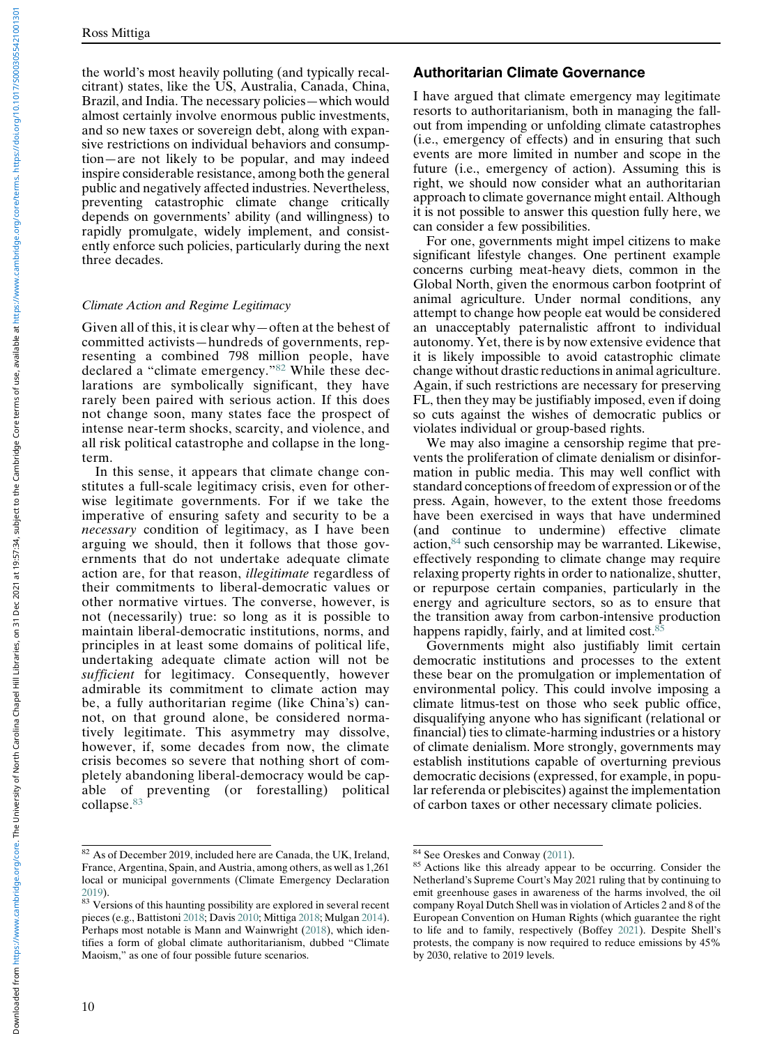the world's most heavily polluting (and typically recalcitrant) states, like the US, Australia, Canada, China, Brazil, and India. The necessary policies—which would almost certainly involve enormous public investments, and so new taxes or sovereign debt, along with expansive restrictions on individual behaviors and consumption—are not likely to be popular, and may indeed inspire considerable resistance, among both the general public and negatively affected industries. Nevertheless, preventing catastrophic climate change critically depends on governments' ability (and willingness) to rapidly promulgate, widely implement, and consistently enforce such policies, particularly during the next three decades.

### *Climate Action and Regime Legitimacy*

Given all of this, it is clear why—often at the behest of committed activists—hundreds of governments, representing a combined 798 million people, have declared a "climate emergency."[82] While these declarations are symbolically significant, they have rarely been paired with serious action. If this does not change soon, many states face the prospect of intense near-term shocks, scarcity, and violence, and all risk political catastrophe and collapse in the long-term.

In this sense, it appears that climate change constitutes a full-scale legitimacy crisis, even for otherwise legitimate governments. For if we take the imperative of ensuring safety and security to be a *necessary* condition of legitimacy, as I have been arguing we should, then it follows that those governments that do not undertake adequate climate action are, for that reason, *illegitimate* regardless of their commitments to liberal-democratic values or other normative virtues. The converse, however, is not (necessarily) true: so long as it is possible to maintain liberal-democratic institutions, norms, and principles in at least some domains of political life, undertaking adequate climate action will not be *sufficient* for legitimacy. Consequently, however admirable its commitment to climate action may be, a fully authoritarian regime (like China's) cannot, on that ground alone, be considered normatively legitimate. This asymmetry may dissolve, however, if, some decades from now, the climate crisis becomes so severe that nothing short of completely abandoning liberal-democracy would be capable of preventing (or forestalling) political collapse.[83]

## Authoritarian Climate Governance

I have argued that climate emergency may legitimate resorts to authoritarianism, both in managing the fallout from impending or unfolding climate catastrophes (i.e., emergency of effects) and in ensuring that such events are more limited in number and scope in the future (i.e., emergency of action). Assuming this is right, we should now consider what an authoritarian approach to climate governance might entail. Although it is not possible to answer this question fully here, we can consider a few possibilities.

For one, governments might impel citizens to make significant lifestyle changes. One pertinent example concerns curbing meat-heavy diets, common in the Global North, given the enormous carbon footprint of animal agriculture. Under normal conditions, any attempt to change how people eat would be considered an unacceptably paternalistic affront to individual autonomy. Yet, there is by now extensive evidence that it is likely impossible to avoid catastrophic climate change without drastic reductions in animal agriculture. Again, if such restrictions are necessary for preserving FL, then they may be justifiably imposed, even if doing so cuts against the wishes of democratic publics or violates individual or group-based rights.

We may also imagine a censorship regime that prevents the proliferation of climate denialism or disinformation in public media. This may well conflict with standard conceptions of freedom of expression or of the press. Again, however, to the extent those freedoms have been exercised in ways that have undermined (and continue to undermine) effective climate action,[84] such censorship may be warranted. Likewise, effectively responding to climate change may require relaxing property rights in order to nationalize, shutter, or repurpose certain companies, particularly in the energy and agriculture sectors, so as to ensure that the transition away from carbon-intensive production happens rapidly, fairly, and at limited cost.[85]

Governments might also justifiably limit certain democratic institutions and processes to the extent these bear on the promulgation or implementation of environmental policy. This could involve imposing a climate litmus-test on those who seek public office, disqualifying anyone who has significant (relational or financial) ties to climate-harming industries or a history of climate denialism. More strongly, governments may establish institutions capable of overturning previous democratic decisions (expressed, for example, in popular referenda or plebiscites) against the implementation of carbon taxes or other necessary climate policies.

---

[82] As of December 2019, included here are Canada, the UK, Ireland, France, Argentina, Spain, and Austria, among others, as well as 1,261 local or municipal governments (Climate Emergency Declaration 2019).

[83] Versions of this haunting possibility are explored in several recent pieces (e.g., Battistoni 2018; Davis 2010; Mittiga 2018; Mulgan 2014). Perhaps most notable is Mann and Wainwright (2018), which identifies a form of global climate authoritarianism, dubbed "Climate Maoism," as one of four possible future scenarios.

[84] See Oreskes and Conway (2011).

[85] Actions like this already appear to be occurring. Consider the Netherland's Supreme Court's May 2021 ruling that by continuing to emit greenhouse gases in awareness of the harms involved, the oil company Royal Dutch Shell was in violation of Articles 2 and 8 of the European Convention on Human Rights (which guarantee the right to life and to family, respectively (Boffey 2021). Despite Shell's protests, the company is now required to reduce emissions by 45% by 2030, relative to 2019 levels.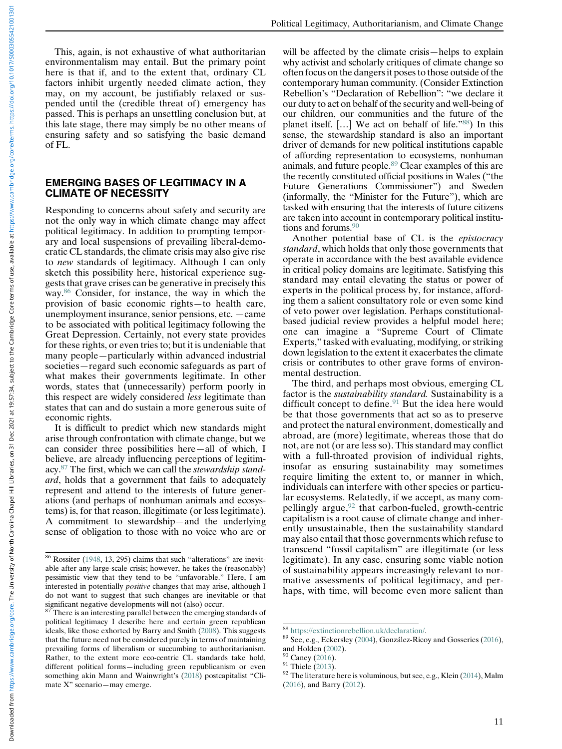This, again, is not exhaustive of what authoritarian environmentalism may entail. But the primary point here is that if, and to the extent that, ordinary CL factors inhibit urgently needed climate action, they may, on my account, be justifiably relaxed or suspended until the (credible threat of) emergency has passed. This is perhaps an unsettling conclusion but, at this late stage, there may simply be no other means of ensuring safety and so satisfying the basic demand of FL.

## EMERGING BASES OF LEGITIMACY IN A CLIMATE OF NECESSITY

Responding to concerns about safety and security are not the only way in which climate change may affect political legitimacy. In addition to prompting temporary and local suspensions of prevailing liberal-democratic CL standards, the climate crisis may also give rise to *new* standards of legitimacy. Although I can only sketch this possibility here, historical experience suggests that grave crises can be generative in precisely this way.[86] Consider, for instance, the way in which the provision of basic economic rights—to health care, unemployment insurance, senior pensions, etc. —came to be associated with political legitimacy following the Great Depression. Certainly, not every state provides for these rights, or even tries to; but it is undeniable that many people—particularly within advanced industrial societies—regard such economic safeguards as part of what makes their governments legitimate. In other words, states that (unnecessarily) perform poorly in this respect are widely considered *less* legitimate than states that can and do sustain a more generous suite of economic rights.

It is difficult to predict which new standards might arise through confrontation with climate change, but we can consider three possibilities here—all of which, I believe, are already influencing perceptions of legitimacy.[87] The first, which we can call the *stewardship standard*, holds that a government that fails to adequately represent and attend to the interests of future generations (and perhaps of nonhuman animals and ecosystems) is, for that reason, illegitimate (or less legitimate). A commitment to stewardship—and the underlying sense of obligation to those with no voice who are or will be affected by the climate crisis—helps to explain why activist and scholarly critiques of climate change so often focus on the dangers it poses to those outside of the contemporary human community. (Consider Extinction Rebellion's "Declaration of Rebellion": "we declare it our duty to act on behalf of the security and well-being of our children, our communities and the future of the planet itself. […] We act on behalf of life."[88]) In this sense, the stewardship standard is also an important driver of demands for new political institutions capable of affording representation to ecosystems, nonhuman animals, and future people.[89] Clear examples of this are the recently constituted official positions in Wales ("the Future Generations Commissioner") and Sweden (informally, the "Minister for the Future"), which are tasked with ensuring that the interests of future citizens are taken into account in contemporary political institutions and forums.[90]

Another potential base of CL is the *epistocracy standard*, which holds that only those governments that operate in accordance with the best available evidence in critical policy domains are legitimate. Satisfying this standard may entail elevating the status or power of experts in the political process by, for instance, affording them a salient consultatory role or even some kind of veto power over legislation. Perhaps constitutional-based judicial review provides a helpful model here; one can imagine a "Supreme Court of Climate Experts," tasked with evaluating, modifying, or striking down legislation to the extent it exacerbates the climate crisis or contributes to other grave forms of environmental destruction.

The third, and perhaps most obvious, emerging CL factor is the *sustainability standard.* Sustainability is a difficult concept to define.[91] But the idea here would be that those governments that act so as to preserve and protect the natural environment, domestically and abroad, are (more) legitimate, whereas those that do not, are not (or are less so). This standard may conflict with a full-throated provision of individual rights, insofar as ensuring sustainability may sometimes require limiting the extent to, or manner in which, individuals can interfere with other species or particular ecosystems. Relatedly, if we accept, as many compellingly argue,[92] that carbon-fueled, growth-centric capitalism is a root cause of climate change and inherently unsustainable, then the sustainability standard may also entail that those governments which refuse to transcend "fossil capitalism" are illegitimate (or less legitimate). In any case, ensuring some viable notion of sustainability appears increasingly relevant to normative assessments of political legitimacy, and perhaps, with time, will become even more salient than

---

[86] Rossiter (1948, 13, 295) claims that such "alterations" are inevitable after any large-scale crisis; however, he takes the (reasonably) pessimistic view that they tend to be "unfavorable." Here, I am interested in potentially *positive* changes that may arise, although I do not want to suggest that such changes are inevitable or that significant negative developments will not (also) occur.

[87] There is an interesting parallel between the emerging standards of political legitimacy I describe here and certain green republican ideals, like those exhorted by Barry and Smith (2008). This suggests that the future need not be considered purely in terms of maintaining prevailing forms of liberalism or succumbing to authoritarianism. Rather, to the extent more eco-centric CL standards take hold, different political forms—including green republicanism or even something akin Mann and Wainwright's (2018) postcapitalist "Climate X" scenario—may emerge.

[88] https://extinctionrebellion.uk/declaration/.

[89] See, e.g., Eckersley (2004), González-Ricoy and Gosseries (2016), and Holden (2002).

[90] Caney (2016).

[91] Thiele (2013).

[92] The literature here is voluminous, but see, e.g., Klein (2014), Malm (2016), and Barry (2012).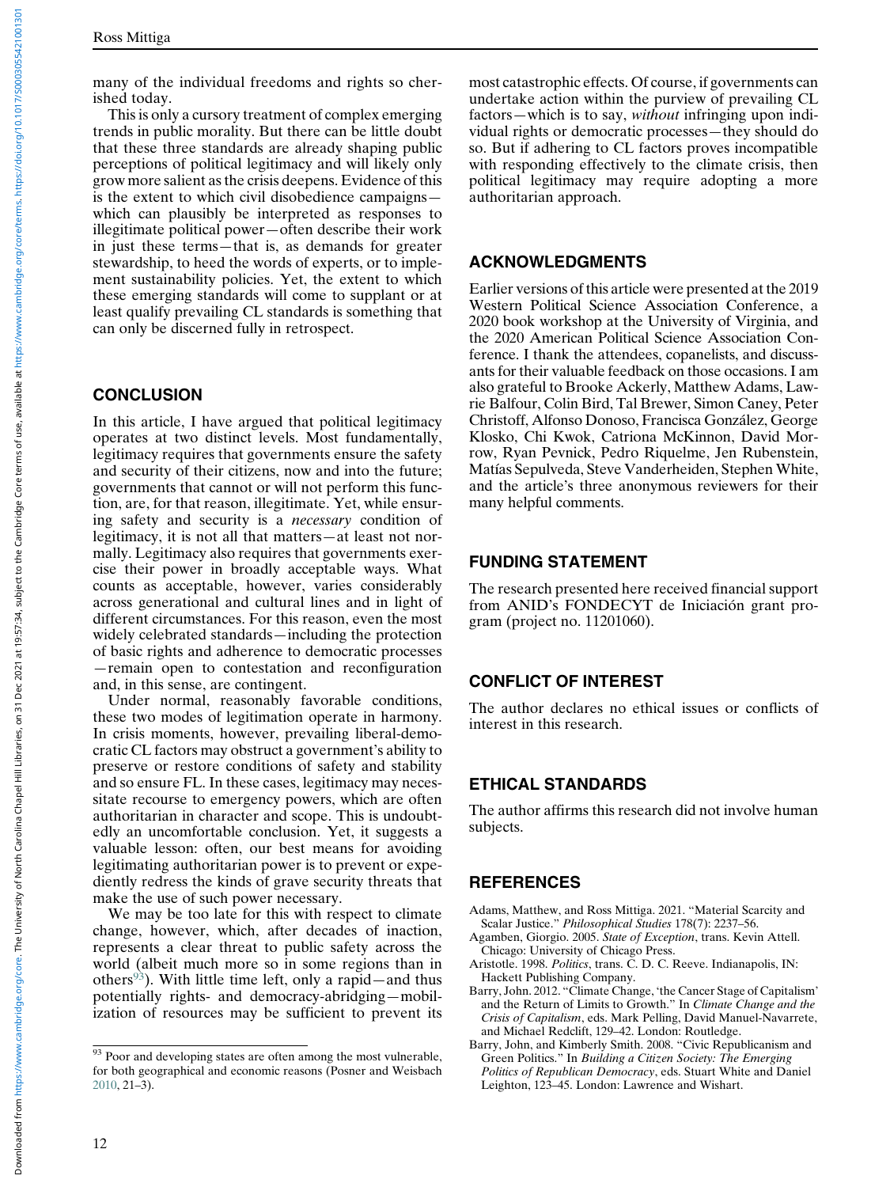many of the individual freedoms and rights so cherished today.

This is only a cursory treatment of complex emerging trends in public morality. But there can be little doubt that these three standards are already shaping public perceptions of political legitimacy and will likely only grow more salient as the crisis deepens. Evidence of this is the extent to which civil disobedience campaigns—which can plausibly be interpreted as responses to illegitimate political power—often describe their work in just these terms—that is, as demands for greater stewardship, to heed the words of experts, or to implement sustainability policies. Yet, the extent to which these emerging standards will come to supplant or at least qualify prevailing CL standards is something that can only be discerned fully in retrospect.

## CONCLUSION

In this article, I have argued that political legitimacy operates at two distinct levels. Most fundamentally, legitimacy requires that governments ensure the safety and security of their citizens, now and into the future; governments that cannot or will not perform this function, are, for that reason, illegitimate. Yet, while ensuring safety and security is a *necessary* condition of legitimacy, it is not all that matters—at least not normally. Legitimacy also requires that governments exercise their power in broadly acceptable ways. What counts as acceptable, however, varies considerably across generational and cultural lines and in light of different circumstances. For this reason, even the most widely celebrated standards—including the protection of basic rights and adherence to democratic processes—remain open to contestation and reconfiguration and, in this sense, are contingent.

Under normal, reasonably favorable conditions, these two modes of legitimation operate in harmony. In crisis moments, however, prevailing liberal-democratic CL factors may obstruct a government's ability to preserve or restore conditions of safety and stability and so ensure FL. In these cases, legitimacy may necessitate recourse to emergency powers, which are often authoritarian in character and scope. This is undoubtedly an uncomfortable conclusion. Yet, it suggests a valuable lesson: often, our best means for avoiding legitimating authoritarian power is to prevent or expediently redress the kinds of grave security threats that make the use of such power necessary.

We may be too late for this with respect to climate change, however, which, after decades of inaction, represents a clear threat to public safety across the world (albeit much more so in some regions than in others[93]). With little time left, only a rapid—and thus potentially rights- and democracy-abridging—mobilization of resources may be sufficient to prevent its most catastrophic effects. Of course, if governments can undertake action within the purview of prevailing CL factors—which is to say, *without* infringing upon individual rights or democratic processes—they should do so. But if adhering to CL factors proves incompatible with responding effectively to the climate crisis, then political legitimacy may require adopting a more authoritarian approach.

[93] Poor and developing states are often among the most vulnerable, for both geographical and economic reasons (Posner and Weisbach 2010, 21–3).

## ACKNOWLEDGMENTS

Earlier versions of this article were presented at the 2019 Western Political Science Association Conference, a 2020 book workshop at the University of Virginia, and the 2020 American Political Science Association Conference. I thank the attendees, copanelists, and discussants for their valuable feedback on those occasions. I am also grateful to Brooke Ackerly, Matthew Adams, Lawrie Balfour, Colin Bird, Tal Brewer, Simon Caney, Peter Christoff, Alfonso Donoso, Francisca González, George Klosko, Chi Kwok, Catriona McKinnon, David Morrow, Ryan Pevnick, Pedro Riquelme, Jen Rubenstein, Matías Sepulveda, Steve Vanderheiden, Stephen White, and the article's three anonymous reviewers for their many helpful comments.

## FUNDING STATEMENT

The research presented here received financial support from ANID's FONDECYT de Iniciación grant program (project no. 11201060).

## CONFLICT OF INTEREST

The author declares no ethical issues or conflicts of interest in this research.

## ETHICAL STANDARDS

The author affirms this research did not involve human subjects.

## REFERENCES

Adams, Matthew, and Ross Mittiga. 2021. "Material Scarcity and Scalar Justice." *Philosophical Studies* 178(7): 2237–56.

Agamben, Giorgio. 2005. *State of Exception*, trans. Kevin Attell. Chicago: University of Chicago Press.

Aristotle. 1998. *Politics*, trans. C. D. C. Reeve. Indianapolis, IN: Hackett Publishing Company.

Barry, John. 2012. "Climate Change, 'the Cancer Stage of Capitalism' and the Return of Limits to Growth." In *Climate Change and the Crisis of Capitalism*, eds. Mark Pelling, David Manuel-Navarrete, and Michael Redclift, 129–42. London: Routledge.

Barry, John, and Kimberly Smith. 2008. "Civic Republicanism and Green Politics." In *Building a Citizen Society: The Emerging Politics of Republican Democracy*, eds. Stuart White and Daniel Leighton, 123–45. London: Lawrence and Wishart.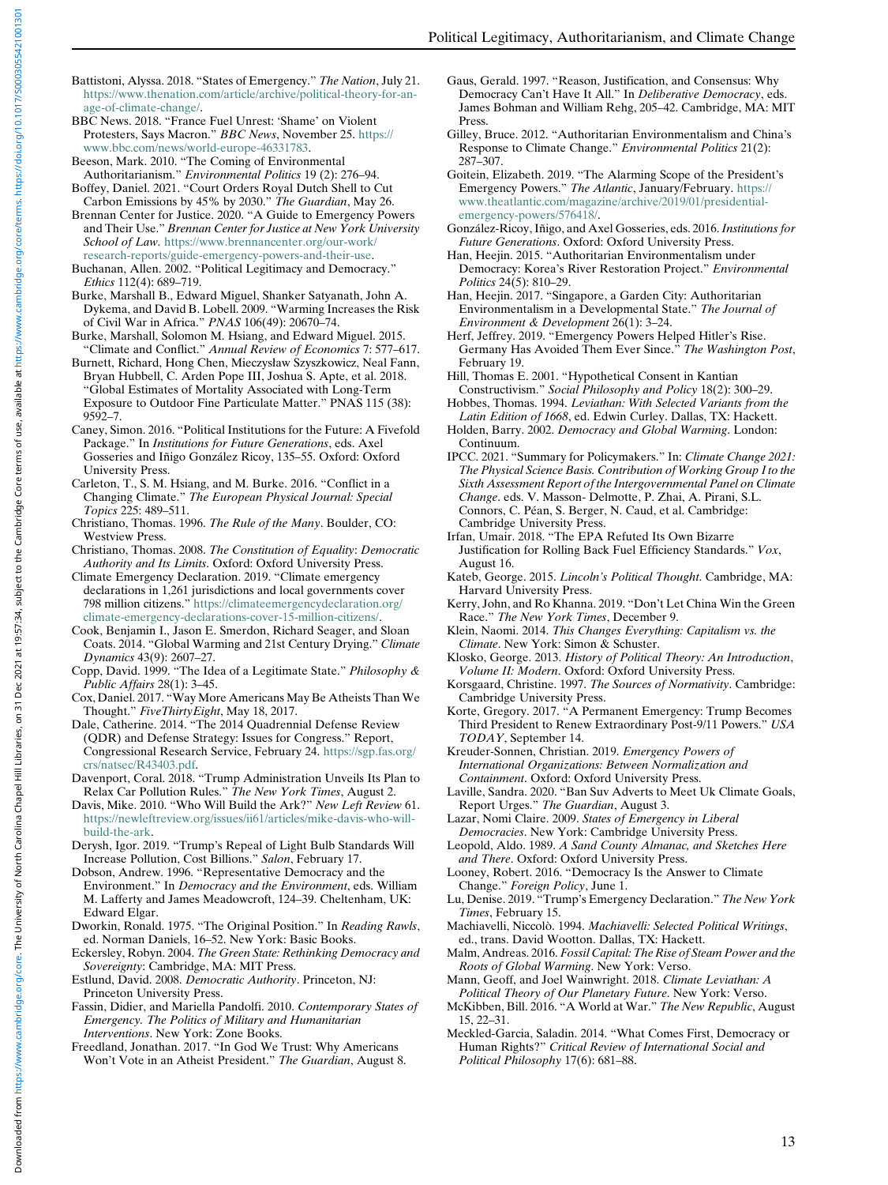Battistoni, Alyssa. 2018. "States of Emergency." *The Nation*, July 21. https://www.thenation.com/article/archive/political-theory-for-an-age-of-climate-change/.

BBC News. 2018. "France Fuel Unrest: 'Shame' on Violent Protesters, Says Macron." *BBC News*, November 25. https://www.bbc.com/news/world-europe-46331783.

Beeson, Mark. 2010. "The Coming of Environmental Authoritarianism." *Environmental Politics* 19 (2): 276–94.

Boffey, Daniel. 2021. "Court Orders Royal Dutch Shell to Cut Carbon Emissions by 45% by 2030." *The Guardian*, May 26.

Brennan Center for Justice. 2020. "A Guide to Emergency Powers and Their Use." *Brennan Center for Justice at New York University School of Law.* https://www.brennancenter.org/our-work/research-reports/guide-emergency-powers-and-their-use.

Buchanan, Allen. 2002. "Political Legitimacy and Democracy." *Ethics* 112(4): 689–719.

Burke, Marshall B., Edward Miguel, Shanker Satyanath, John A. Dykema, and David B. Lobell. 2009. "Warming Increases the Risk of Civil War in Africa." *PNAS* 106(49): 20670–74.

Burke, Marshall, Solomon M. Hsiang, and Edward Miguel. 2015. "Climate and Conflict." *Annual Review of Economics* 7: 577–617.

Burnett, Richard, Hong Chen, Mieczysław Szyszkowicz, Neal Fann, Bryan Hubbell, C. Arden Pope III, Joshua S. Apte, et al. 2018. "Global Estimates of Mortality Associated with Long-Term Exposure to Outdoor Fine Particulate Matter." PNAS 115 (38): 9592–7.

Caney, Simon. 2016. "Political Institutions for the Future: A Fivefold Package." In *Institutions for Future Generations*, eds. Axel Gosseries and Iñigo González Ricoy, 135–55. Oxford: Oxford University Press.

Carleton, T., S. M. Hsiang, and M. Burke. 2016. "Conflict in a Changing Climate." *The European Physical Journal: Special Topics* 225: 489–511.

Christiano, Thomas. 1996. *The Rule of the Many*. Boulder, CO: Westview Press.

Christiano, Thomas. 2008. *The Constitution of Equality: Democratic Authority and Its Limits*. Oxford: Oxford University Press.

Climate Emergency Declaration. 2019. "Climate emergency declarations in 1,261 jurisdictions and local governments cover 798 million citizens." https://climateemergencydeclaration.org/climate-emergency-declarations-cover-15-million-citizens/.

Cook, Benjamin I., Jason E. Smerdon, Richard Seager, and Sloan Coats. 2014. "Global Warming and 21st Century Drying." *Climate Dynamics* 43(9): 2607–27.

Copp, David. 1999. "The Idea of a Legitimate State." *Philosophy & Public Affairs* 28(1): 3–45.

Cox, Daniel. 2017. "Way More Americans May Be Atheists Than We Thought." *FiveThirtyEight*, May 18, 2017.

Dale, Catherine. 2014. "The 2014 Quadrennial Defense Review (QDR) and Defense Strategy: Issues for Congress." Report, Congressional Research Service, February 24. https://sgp.fas.org/crs/natsec/R43403.pdf.

Davenport, Coral. 2018. "Trump Administration Unveils Its Plan to Relax Car Pollution Rules." *The New York Times*, August 2.

Davis, Mike. 2010. "Who Will Build the Ark?" *New Left Review* 61. https://newleftreview.org/issues/ii61/articles/mike-davis-who-will-build-the-ark.

Derysh, Igor. 2019. "Trump's Repeal of Light Bulb Standards Will Increase Pollution, Cost Billions." *Salon*, February 17.

Dobson, Andrew. 1996. "Representative Democracy and the Environment." In *Democracy and the Environment*, eds. William M. Lafferty and James Meadowcroft, 124–39. Cheltenham, UK: Edward Elgar.

Dworkin, Ronald. 1975. "The Original Position." In *Reading Rawls*, ed. Norman Daniels, 16–52. New York: Basic Books.

Eckersley, Robyn. 2004. *The Green State: Rethinking Democracy and Sovereignty*: Cambridge, MA: MIT Press.

Estlund, David. 2008. *Democratic Authority*. Princeton, NJ: Princeton University Press.

Fassin, Didier, and Mariella Pandolfi. 2010. *Contemporary States of Emergency. The Politics of Military and Humanitarian Interventions*. New York: Zone Books.

Freedland, Jonathan. 2017. "In God We Trust: Why Americans Won't Vote in an Atheist President." *The Guardian*, August 8.

Gaus, Gerald. 1997. "Reason, Justification, and Consensus: Why Democracy Can't Have It All." In *Deliberative Democracy*, eds. James Bohman and William Rehg, 205–42. Cambridge, MA: MIT Press.

Gilley, Bruce. 2012. "Authoritarian Environmentalism and China's Response to Climate Change." *Environmental Politics* 21(2): 287–307.

Goitein, Elizabeth. 2019. "The Alarming Scope of the President's Emergency Powers." *The Atlantic*, January/February. https://www.theatlantic.com/magazine/archive/2019/01/presidential-emergency-powers/576418/.

González-Ricoy, Iñigo, and Axel Gosseries, eds. 2016. *Institutions for Future Generations*. Oxford: Oxford University Press.

Han, Heejin. 2015. "Authoritarian Environmentalism under Democracy: Korea's River Restoration Project." *Environmental Politics* 24(5): 810–29.

Han, Heejin. 2017. "Singapore, a Garden City: Authoritarian Environmentalism in a Developmental State." *The Journal of Environment & Development* 26(1): 3–24.

Herf, Jeffrey. 2019. "Emergency Powers Helped Hitler's Rise. Germany Has Avoided Them Ever Since." *The Washington Post*, February 19.

Hill, Thomas E. 2001. "Hypothetical Consent in Kantian Constructivism." *Social Philosophy and Policy* 18(2): 300–29.

Hobbes, Thomas. 1994. *Leviathan: With Selected Variants from the Latin Edition of 1668*, ed. Edwin Curley. Dallas, TX: Hackett.

Holden, Barry. 2002. *Democracy and Global Warming*. London: Continuum.

IPCC. 2021. "Summary for Policymakers." In: *Climate Change 2021: The Physical Science Basis. Contribution of Working Group I to the Sixth Assessment Report of the Intergovernmental Panel on Climate Change*. eds. V. Masson- Delmotte, P. Zhai, A. Pirani, S.L. Connors, C. Péan, S. Berger, N. Caud, et al. Cambridge: Cambridge University Press.

Irfan, Umair. 2018. "The EPA Refuted Its Own Bizarre Justification for Rolling Back Fuel Efficiency Standards." *Vox*, August 16.

Kateb, George. 2015. *Lincoln's Political Thought*. Cambridge, MA: Harvard University Press.

Kerry, John, and Ro Khanna. 2019. "Don't Let China Win the Green Race." *The New York Times*, December 9.

Klein, Naomi. 2014. *This Changes Everything: Capitalism vs. the Climate*. New York: Simon & Schuster.

Klosko, George. 2013. *History of Political Theory: An Introduction, Volume II: Modern*. Oxford: Oxford University Press.

Korsgaard, Christine. 1997. *The Sources of Normativity*. Cambridge: Cambridge University Press.

Korte, Gregory. 2017. "A Permanent Emergency: Trump Becomes Third President to Renew Extraordinary Post-9/11 Powers." *USA TODAY*, September 14.

Kreuder-Sonnen, Christian. 2019. *Emergency Powers of International Organizations: Between Normalization and Containment*. Oxford: Oxford University Press.

Laville, Sandra. 2020. "Ban Suv Adverts to Meet Uk Climate Goals, Report Urges." *The Guardian*, August 3.

Lazar, Nomi Claire. 2009. *States of Emergency in Liberal Democracies*. New York: Cambridge University Press.

Leopold, Aldo. 1989. *A Sand County Almanac, and Sketches Here and There*. Oxford: Oxford University Press.

Looney, Robert. 2016. "Democracy Is the Answer to Climate Change." *Foreign Policy*, June 1.

Lu, Denise. 2019. "Trump's Emergency Declaration." *The New York Times*, February 15.

Machiavelli, Niccolò. 1994. *Machiavelli: Selected Political Writings*, ed., trans. David Wootton. Dallas, TX: Hackett.

Malm, Andreas. 2016. *Fossil Capital: The Rise of Steam Power and the Roots of Global Warming*. New York: Verso.

Mann, Geoff, and Joel Wainwright. 2018. *Climate Leviathan: A Political Theory of Our Planetary Future*. New York: Verso.

McKibben, Bill. 2016. "A World at War." *The New Republic*, August 15, 22–31.

Meckled-Garcia, Saladin. 2014. "What Comes First, Democracy or Human Rights?" *Critical Review of International Social and Political Philosophy* 17(6): 681–88.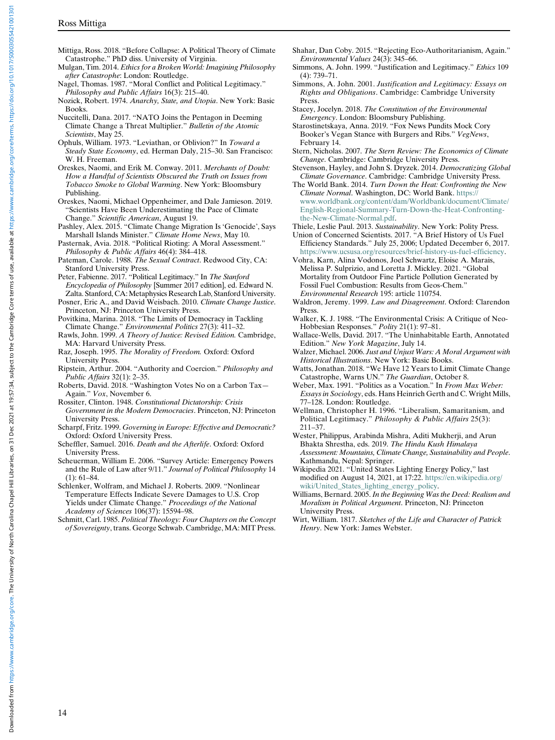Mittiga, Ross. 2018. "Before Collapse: A Political Theory of Climate Catastrophe." PhD diss. University of Virginia.

Mulgan, Tim. 2014. *Ethics for a Broken World: Imagining Philosophy after Catastrophe*: London: Routledge.

Nagel, Thomas. 1987. "Moral Conflict and Political Legitimacy." *Philosophy and Public Affairs* 16(3): 215–40.

Nozick, Robert. 1974. *Anarchy, State, and Utopia*. New York: Basic Books.

Nuccitelli, Dana. 2017. "NATO Joins the Pentagon in Deeming Climate Change a Threat Multiplier." *Bulletin of the Atomic Scientists*, May 25.

Ophuls, William. 1973. "Leviathan, or Oblivion?" In *Toward a Steady State Economy*, ed. Herman Daly, 215–30. San Francisco: W. H. Freeman.

Oreskes, Naomi, and Erik M. Conway. 2011. *Merchants of Doubt: How a Handful of Scientists Obscured the Truth on Issues from Tobacco Smoke to Global Warming*. New York: Bloomsbury Publishing.

Oreskes, Naomi, Michael Oppenheimer, and Dale Jamieson. 2019. "Scientists Have Been Underestimating the Pace of Climate Change." *Scientific American*, August 19.

Pashley, Alex. 2015. "Climate Change Migration Is 'Genocide', Says Marshall Islands Minister." *Climate Home News*, May 10.

Pasternak, Avia. 2018. "Political Rioting: A Moral Assessment." *Philosophy & Public Affairs* 46(4): 384–418.

Pateman, Carole. 1988. *The Sexual Contract*. Redwood City, CA: Stanford University Press.

Peter, Fabienne. 2017. "Political Legitimacy." In *The Stanford Encyclopedia of Philosophy* [Summer 2017 edition], ed. Edward N. Zalta. Stanford, CA: Metaphysics Research Lab, Stanford University.

Posner, Eric A., and David Weisbach. 2010. *Climate Change Justice*. Princeton, NJ: Princeton University Press.

Povitkina, Marina. 2018. "The Limits of Democracy in Tackling Climate Change." *Environmental Politics* 27(3): 411–32.

Rawls, John. 1999. *A Theory of Justice: Revised Edition.* Cambridge, MA: Harvard University Press.

Raz, Joseph. 1995. *The Morality of Freedom.* Oxford: Oxford University Press.

Ripstein, Arthur. 2004. "Authority and Coercion." *Philosophy and Public Affairs* 32(1): 2–35.

Roberts, David. 2018. "Washington Votes No on a Carbon Tax—Again." *Vox*, November 6.

Rossiter, Clinton. 1948. *Constitutional Dictatorship: Crisis Government in the Modern Democracies*. Princeton, NJ: Princeton University Press.

Scharpf, Fritz. 1999. *Governing in Europe: Effective and Democratic?* Oxford: Oxford University Press.

Scheffler, Samuel. 2016. *Death and the Afterlife*. Oxford: Oxford University Press.

Scheuerman, William E. 2006. "Survey Article: Emergency Powers and the Rule of Law after 9/11." *Journal of Political Philosophy* 14 (1): 61–84.

Schlenker, Wolfram, and Michael J. Roberts. 2009. "Nonlinear Temperature Effects Indicate Severe Damages to U.S. Crop Yields under Climate Change." *Proceedings of the National Academy of Sciences* 106(37): 15594–98.

Schmitt, Carl. 1985. *Political Theology: Four Chapters on the Concept of Sovereignty*, trans. George Schwab. Cambridge, MA: MIT Press.

Shahar, Dan Coby. 2015. "Rejecting Eco-Authoritarianism, Again." *Environmental Values* 24(3): 345–66.

Simmons, A. John. 1999. "Justification and Legitimacy." *Ethics* 109 (4): 739–71.

Simmons, A. John. 2001. *Justification and Legitimacy: Essays on Rights and Obligations*. Cambridge: Cambridge University Press.

Stacey, Jocelyn. 2018. *The Constitution of the Environmental Emergency*. London: Bloomsbury Publishing.

Starostinetskaya, Anna. 2019. "Fox News Pundits Mock Cory Booker's Vegan Stance with Burgers and Ribs." *VegNews*, February 14.

Stern, Nicholas. 2007. *The Stern Review: The Economics of Climate Change*. Cambridge: Cambridge University Press.

Stevenson, Hayley, and John S. Dryzek. 2014. *Democratizing Global Climate Governance*. Cambridge: Cambridge University Press.

The World Bank. 2014. *Turn Down the Heat: Confronting the New Climate Normal*. Washington, DC: World Bank. https://www.worldbank.org/content/dam/Worldbank/document/Climate/English-Regional-Summary-Turn-Down-the-Heat-Confronting-the-New-Climate-Normal.pdf.

Thiele, Leslie Paul. 2013. *Sustainability*. New York: Polity Press.

Union of Concerned Scientists. 2017. "A Brief History of Us Fuel Efficiency Standards." July 25, 2006; Updated December 6, 2017. https://www.ucsusa.org/resources/brief-history-us-fuel-efficiency.

Vohra, Karn, Alina Vodonos, Joel Schwartz, Eloise A. Marais, Melissa P. Sulprizio, and Loretta J. Mickley. 2021. "Global Mortality from Outdoor Fine Particle Pollution Generated by Fossil Fuel Combustion: Results from Geos-Chem." *Environmental Research* 195: article 110754.

Waldron, Jeremy. 1999. *Law and Disagreement*. Oxford: Clarendon Press.

Walker, K. J. 1988. "The Environmental Crisis: A Critique of Neo-Hobbesian Responses." *Polity* 21(1): 97–81.

Wallace-Wells, David. 2017. "The Uninhabitable Earth, Annotated Edition." *New York Magazine*, July 14.

Walzer, Michael. 2006. *Just and Unjust Wars: A Moral Argument with Historical Illustrations*. New York: Basic Books.

Watts, Jonathan. 2018. "We Have 12 Years to Limit Climate Change Catastrophe, Warns UN." *The Guardian*, October 8.

Weber, Max. 1991. "Politics as a Vocation." In *From Max Weber: Essays in Sociology*, eds. Hans Heinrich Gerth and C. Wright Mills, 77–128. London: Routledge.

Wellman, Christopher H. 1996. "Liberalism, Samaritanism, and Political Legitimacy." *Philosophy & Public Affairs* 25(3): 211–37.

Wester, Philippus, Arabinda Mishra, Aditi Mukherji, and Arun Bhakta Shrestha, eds. 2019. *The Hindu Kush Himalaya Assessment: Mountains, Climate Change, Sustainability and People*. Kathmandu, Nepal: Springer.

Wikipedia 2021. "United States Lighting Energy Policy," last modified on August 14, 2021, at 17:22. https://en.wikipedia.org/wiki/United_States_lighting_energy_policy.

Williams, Bernard. 2005. *In the Beginning Was the Deed: Realism and Moralism in Political Argument*. Princeton, NJ: Princeton University Press.

Wirt, William. 1817. *Sketches of the Life and Character of Patrick Henry*. New York: James Webster.